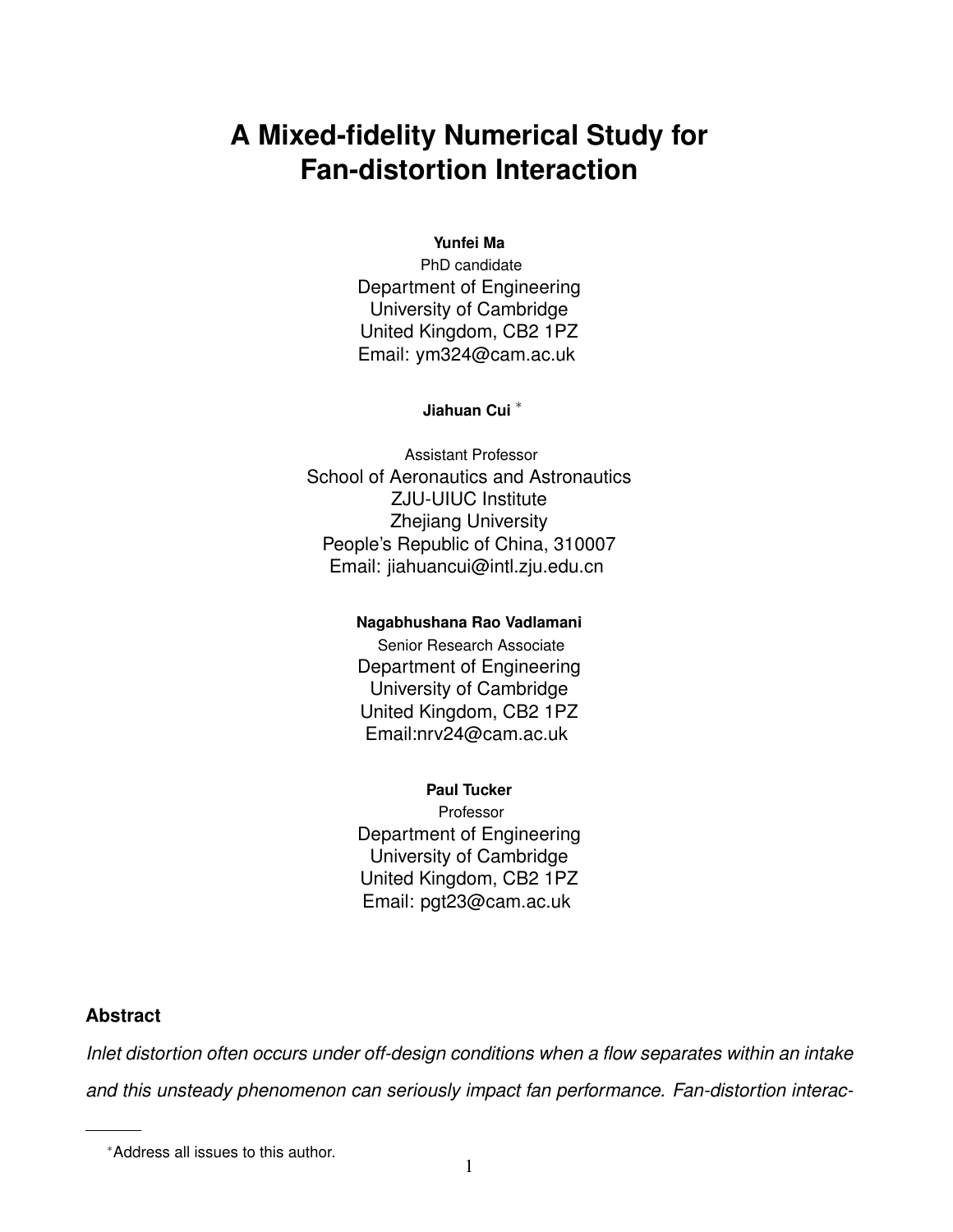# A Mixed-fidelity Numerical Study for Fan-distortion Interaction

**Yunfei Ma**
PhD candidate
Department of Engineering
University of Cambridge
United Kingdom, CB2 1PZ
Email: ym324@cam.ac.uk

**Jiahuan Cui** *

Assistant Professor
School of Aeronautics and Astronautics
ZJU-UIUC Institute
Zhejiang University
People's Republic of China, 310007
Email: jiahuancui@intl.zju.edu.cn

**Nagabhushana Rao Vadlamani**
Senior Research Associate
Department of Engineering
University of Cambridge
United Kingdom, CB2 1PZ
Email:nrv24@cam.ac.uk

**Paul Tucker**
Professor
Department of Engineering
University of Cambridge
United Kingdom, CB2 1PZ
Email: pgt23@cam.ac.uk

## Abstract

*Inlet distortion often occurs under off-design conditions when a flow separates within an intake and this unsteady phenomenon can seriously impact fan performance. Fan-distortion interac-*

*Address all issues to this author.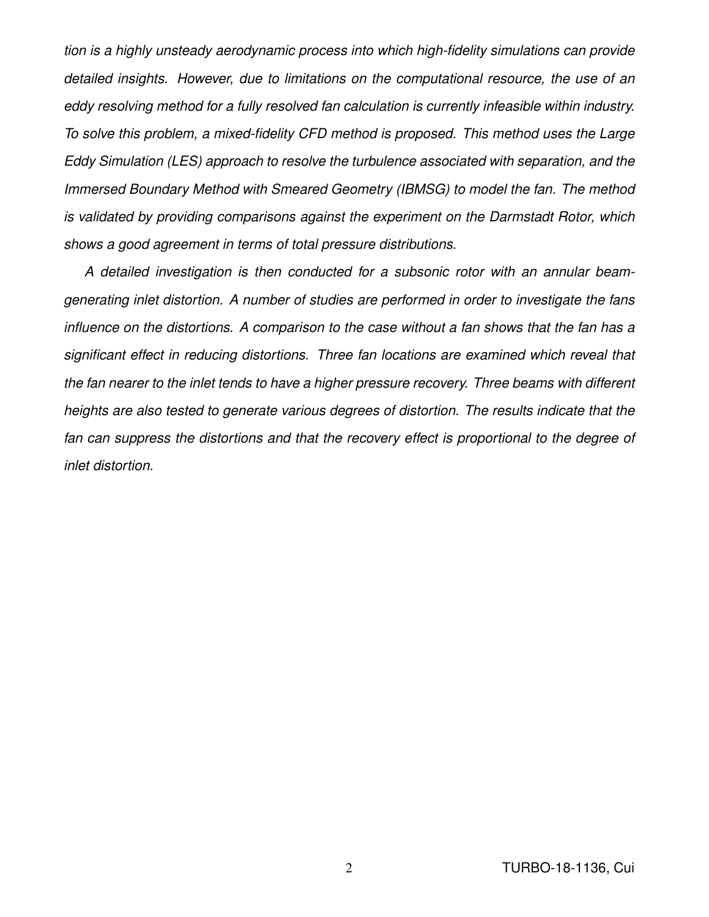*tion is a highly unsteady aerodynamic process into which high-fidelity simulations can provide detailed insights. However, due to limitations on the computational resource, the use of an eddy resolving method for a fully resolved fan calculation is currently infeasible within industry. To solve this problem, a mixed-fidelity CFD method is proposed. This method uses the Large Eddy Simulation (LES) approach to resolve the turbulence associated with separation, and the Immersed Boundary Method with Smeared Geometry (IBMSG) to model the fan. The method is validated by providing comparisons against the experiment on the Darmstadt Rotor, which shows a good agreement in terms of total pressure distributions.*

*A detailed investigation is then conducted for a subsonic rotor with an annular beam-generating inlet distortion. A number of studies are performed in order to investigate the fans influence on the distortions. A comparison to the case without a fan shows that the fan has a significant effect in reducing distortions. Three fan locations are examined which reveal that the fan nearer to the inlet tends to have a higher pressure recovery. Three beams with different heights are also tested to generate various degrees of distortion. The results indicate that the fan can suppress the distortions and that the recovery effect is proportional to the degree of inlet distortion.*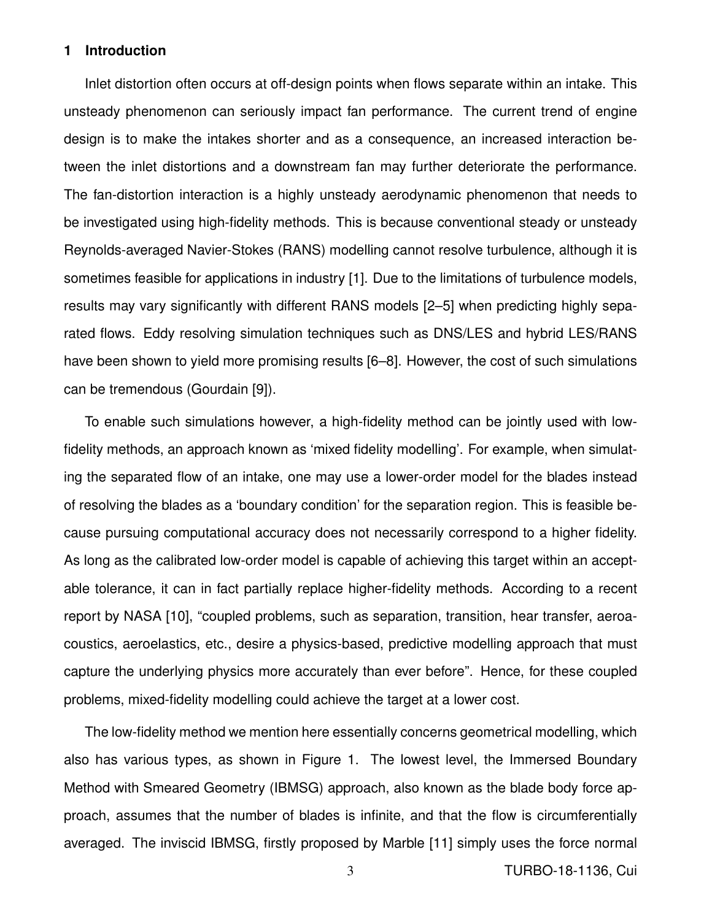## 1 Introduction

Inlet distortion often occurs at off-design points when flows separate within an intake. This unsteady phenomenon can seriously impact fan performance. The current trend of engine design is to make the intakes shorter and as a consequence, an increased interaction between the inlet distortions and a downstream fan may further deteriorate the performance. The fan-distortion interaction is a highly unsteady aerodynamic phenomenon that needs to be investigated using high-fidelity methods. This is because conventional steady or unsteady Reynolds-averaged Navier-Stokes (RANS) modelling cannot resolve turbulence, although it is sometimes feasible for applications in industry [1]. Due to the limitations of turbulence models, results may vary significantly with different RANS models [2–5] when predicting highly separated flows. Eddy resolving simulation techniques such as DNS/LES and hybrid LES/RANS have been shown to yield more promising results [6–8]. However, the cost of such simulations can be tremendous (Gourdain [9]).

To enable such simulations however, a high-fidelity method can be jointly used with low-fidelity methods, an approach known as 'mixed fidelity modelling'. For example, when simulating the separated flow of an intake, one may use a lower-order model for the blades instead of resolving the blades as a 'boundary condition' for the separation region. This is feasible because pursuing computational accuracy does not necessarily correspond to a higher fidelity. As long as the calibrated low-order model is capable of achieving this target within an acceptable tolerance, it can in fact partially replace higher-fidelity methods. According to a recent report by NASA [10], "coupled problems, such as separation, transition, hear transfer, aeroacoustics, aeroelastics, etc., desire a physics-based, predictive modelling approach that must capture the underlying physics more accurately than ever before". Hence, for these coupled problems, mixed-fidelity modelling could achieve the target at a lower cost.

The low-fidelity method we mention here essentially concerns geometrical modelling, which also has various types, as shown in Figure 1. The lowest level, the Immersed Boundary Method with Smeared Geometry (IBMSG) approach, also known as the blade body force approach, assumes that the number of blades is infinite, and that the flow is circumferentially averaged. The inviscid IBMSG, firstly proposed by Marble [11] simply uses the force normal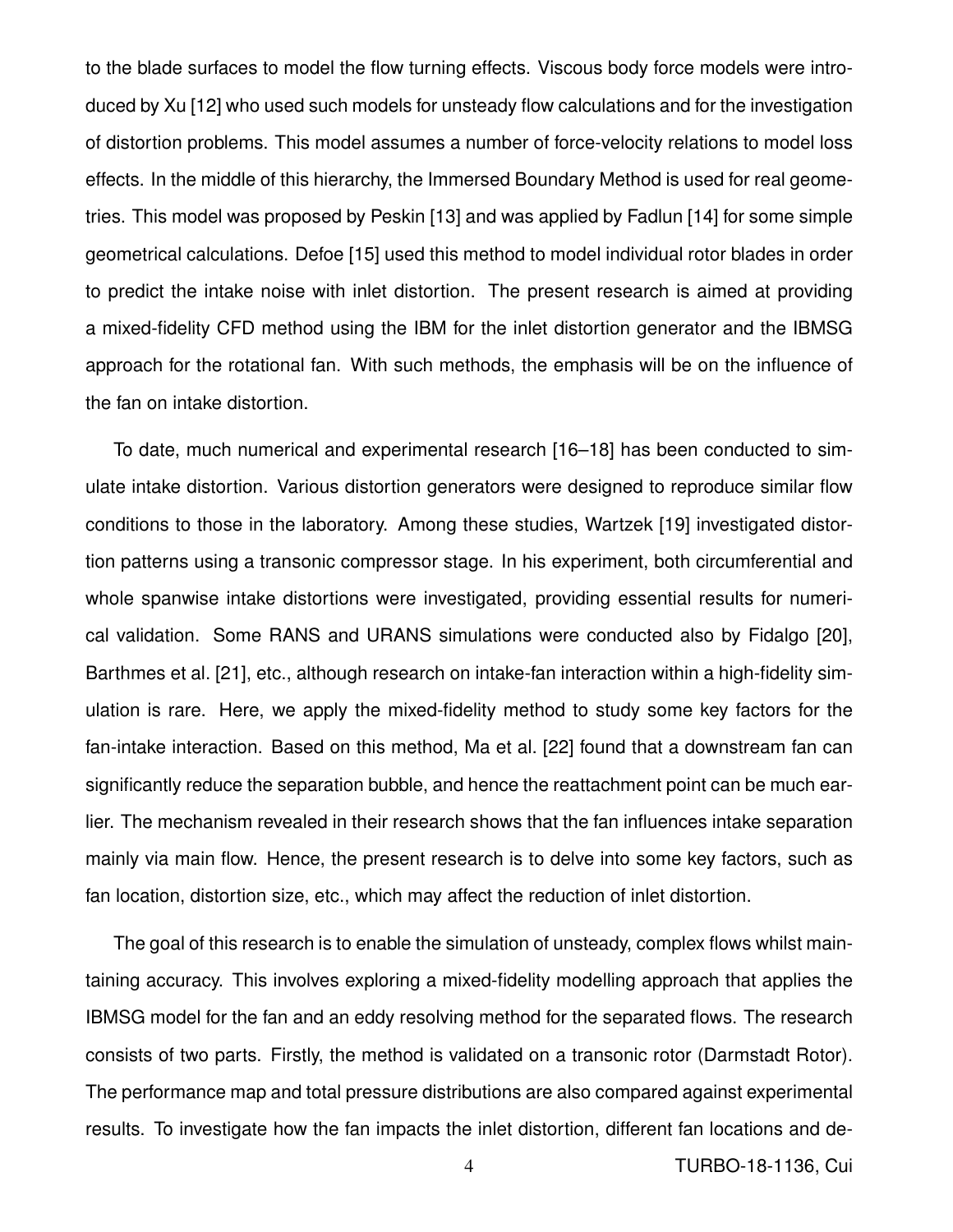to the blade surfaces to model the flow turning effects. Viscous body force models were introduced by Xu [12] who used such models for unsteady flow calculations and for the investigation of distortion problems. This model assumes a number of force-velocity relations to model loss effects. In the middle of this hierarchy, the Immersed Boundary Method is used for real geometries. This model was proposed by Peskin [13] and was applied by Fadlun [14] for some simple geometrical calculations. Defoe [15] used this method to model individual rotor blades in order to predict the intake noise with inlet distortion. The present research is aimed at providing a mixed-fidelity CFD method using the IBM for the inlet distortion generator and the IBMSG approach for the rotational fan. With such methods, the emphasis will be on the influence of the fan on intake distortion.

To date, much numerical and experimental research [16–18] has been conducted to simulate intake distortion. Various distortion generators were designed to reproduce similar flow conditions to those in the laboratory. Among these studies, Wartzek [19] investigated distortion patterns using a transonic compressor stage. In his experiment, both circumferential and whole spanwise intake distortions were investigated, providing essential results for numerical validation. Some RANS and URANS simulations were conducted also by Fidalgo [20], Barthmes et al. [21], etc., although research on intake-fan interaction within a high-fidelity simulation is rare. Here, we apply the mixed-fidelity method to study some key factors for the fan-intake interaction. Based on this method, Ma et al. [22] found that a downstream fan can significantly reduce the separation bubble, and hence the reattachment point can be much earlier. The mechanism revealed in their research shows that the fan influences intake separation mainly via main flow. Hence, the present research is to delve into some key factors, such as fan location, distortion size, etc., which may affect the reduction of inlet distortion.

The goal of this research is to enable the simulation of unsteady, complex flows whilst maintaining accuracy. This involves exploring a mixed-fidelity modelling approach that applies the IBMSG model for the fan and an eddy resolving method for the separated flows. The research consists of two parts. Firstly, the method is validated on a transonic rotor (Darmstadt Rotor). The performance map and total pressure distributions are also compared against experimental results. To investigate how the fan impacts the inlet distortion, different fan locations and de-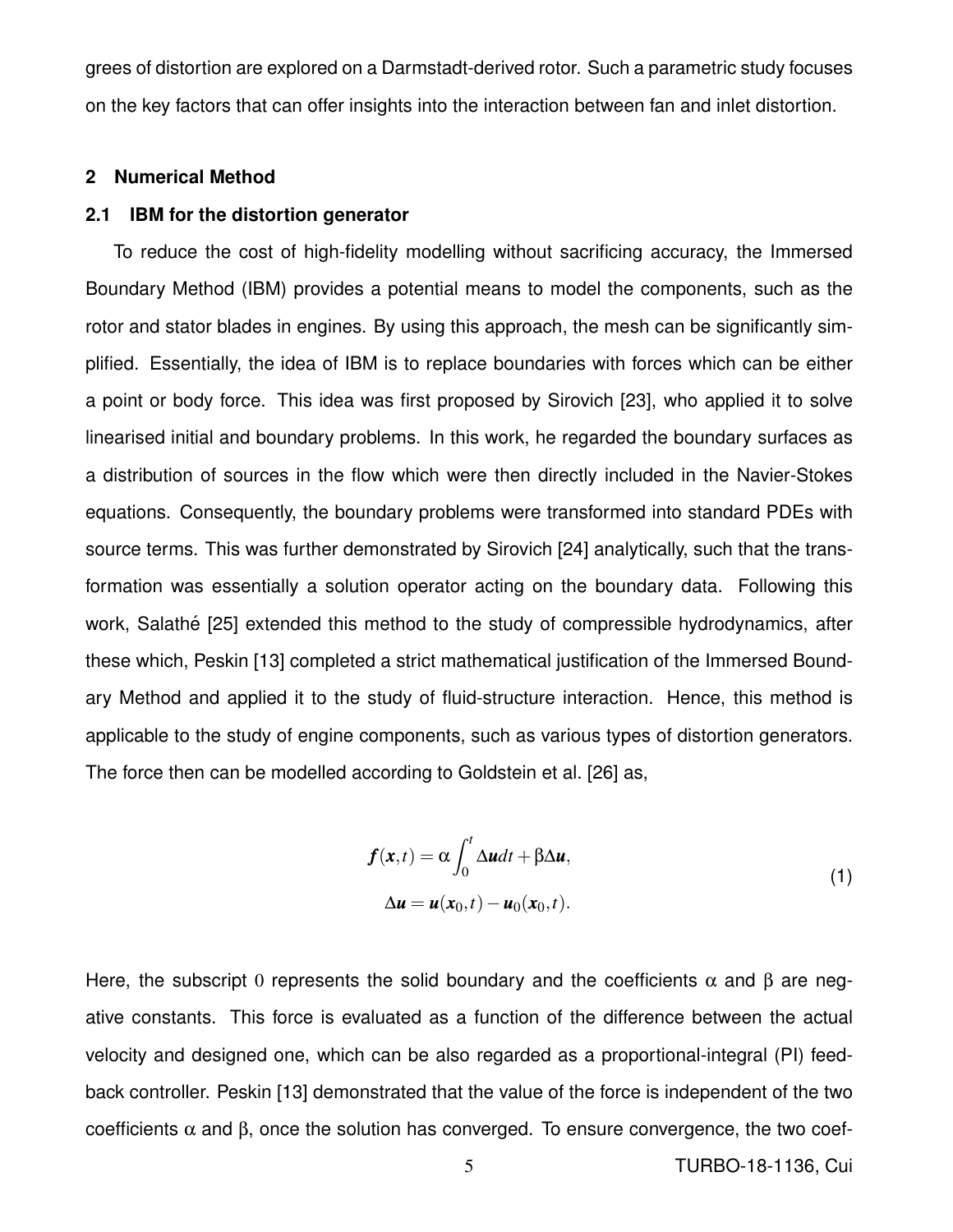grees of distortion are explored on a Darmstadt-derived rotor. Such a parametric study focuses on the key factors that can offer insights into the interaction between fan and inlet distortion.

## 2 Numerical Method

### 2.1 IBM for the distortion generator

To reduce the cost of high-fidelity modelling without sacrificing accuracy, the Immersed Boundary Method (IBM) provides a potential means to model the components, such as the rotor and stator blades in engines. By using this approach, the mesh can be significantly simplified. Essentially, the idea of IBM is to replace boundaries with forces which can be either a point or body force. This idea was first proposed by Sirovich [23], who applied it to solve linearised initial and boundary problems. In this work, he regarded the boundary surfaces as a distribution of sources in the flow which were then directly included in the Navier-Stokes equations. Consequently, the boundary problems were transformed into standard PDEs with source terms. This was further demonstrated by Sirovich [24] analytically, such that the transformation was essentially a solution operator acting on the boundary data. Following this work, Salathé [25] extended this method to the study of compressible hydrodynamics, after these which, Peskin [13] completed a strict mathematical justification of the Immersed Boundary Method and applied it to the study of fluid-structure interaction. Hence, this method is applicable to the study of engine components, such as various types of distortion generators. The force then can be modelled according to Goldstein et al. [26] as,

$$
\begin{aligned}
\boldsymbol{f}(\boldsymbol{x},t) &= \alpha \int_0^t \Delta \boldsymbol{u} dt + \beta \Delta \boldsymbol{u}, \\
\Delta \boldsymbol{u} &= \boldsymbol{u}(\boldsymbol{x}_0,t) - \boldsymbol{u}_0(\boldsymbol{x}_0,t).
\end{aligned}
\tag{1}
$$

Here, the subscript $0$ represents the solid boundary and the coefficients $\alpha$ and $\beta$ are negative constants. This force is evaluated as a function of the difference between the actual velocity and designed one, which can be also regarded as a proportional-integral (PI) feedback controller. Peskin [13] demonstrated that the value of the force is independent of the two coefficients $\alpha$ and $\beta$, once the solution has converged. To ensure convergence, the two coef-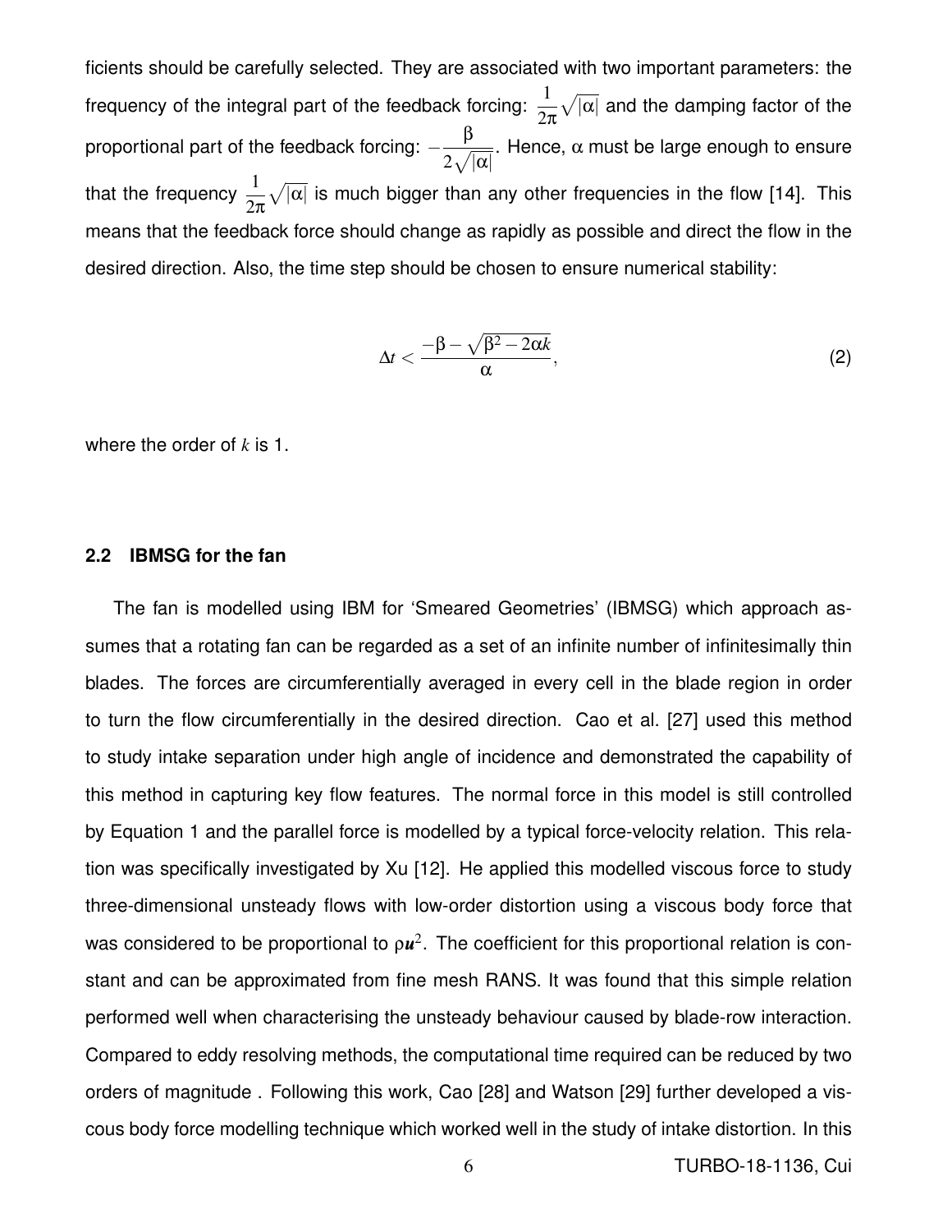ficients should be carefully selected. They are associated with two important parameters: the frequency of the integral part of the feedback forcing: $\frac{1}{2\pi}\sqrt{|\alpha|}$ and the damping factor of the proportional part of the feedback forcing: $-\frac{\beta}{2\sqrt{|\alpha|}}$. Hence, $\alpha$ must be large enough to ensure that the frequency $\frac{1}{2\pi}\sqrt{|\alpha|}$ is much bigger than any other frequencies in the flow [14]. This means that the feedback force should change as rapidly as possible and direct the flow in the desired direction. Also, the time step should be chosen to ensure numerical stability:

$$\Delta t < \frac{-\beta - \sqrt{\beta^2 - 2\alpha k}}{\alpha}, \tag{2}$$

where the order of $k$ is 1.

### 2.2 IBMSG for the fan

The fan is modelled using IBM for 'Smeared Geometries' (IBMSG) which approach assumes that a rotating fan can be regarded as a set of an infinite number of infinitesimally thin blades. The forces are circumferentially averaged in every cell in the blade region in order to turn the flow circumferentially in the desired direction. Cao et al. [27] used this method to study intake separation under high angle of incidence and demonstrated the capability of this method in capturing key flow features. The normal force in this model is still controlled by Equation 1 and the parallel force is modelled by a typical force-velocity relation. This relation was specifically investigated by Xu [12]. He applied this modelled viscous force to study three-dimensional unsteady flows with low-order distortion using a viscous body force that was considered to be proportional to $\rho \boldsymbol{u}^2$. The coefficient for this proportional relation is constant and can be approximated from fine mesh RANS. It was found that this simple relation performed well when characterising the unsteady behaviour caused by blade-row interaction. Compared to eddy resolving methods, the computational time required can be reduced by two orders of magnitude . Following this work, Cao [28] and Watson [29] further developed a viscous body force modelling technique which worked well in the study of intake distortion. In this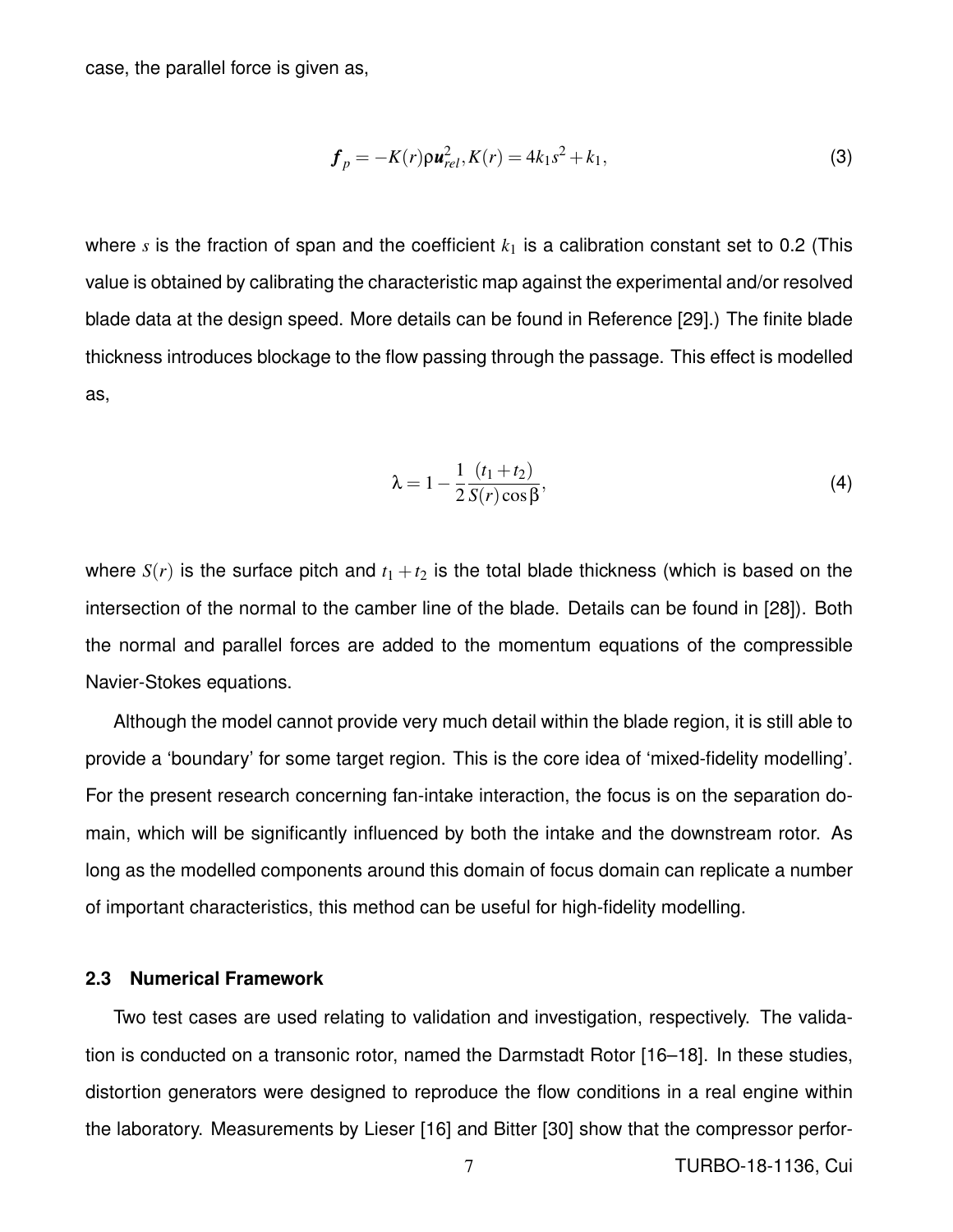case, the parallel force is given as,

$$\boldsymbol{f}_p = -K(r)\rho\boldsymbol{u}_{rel}^2, K(r) = 4k_1s^2 + k_1, \tag{3}$$

where $s$ is the fraction of span and the coefficient $k_1$ is a calibration constant set to 0.2 (This value is obtained by calibrating the characteristic map against the experimental and/or resolved blade data at the design speed. More details can be found in Reference [29].) The finite blade thickness introduces blockage to the flow passing through the passage. This effect is modelled as,

$$\lambda = 1 - \frac{1}{2}\frac{(t_1 + t_2)}{S(r)\cos\beta}, \tag{4}$$

where $S(r)$ is the surface pitch and $t_1 + t_2$ is the total blade thickness (which is based on the intersection of the normal to the camber line of the blade. Details can be found in [28]). Both the normal and parallel forces are added to the momentum equations of the compressible Navier-Stokes equations.

Although the model cannot provide very much detail within the blade region, it is still able to provide a 'boundary' for some target region. This is the core idea of 'mixed-fidelity modelling'. For the present research concerning fan-intake interaction, the focus is on the separation domain, which will be significantly influenced by both the intake and the downstream rotor. As long as the modelled components around this domain of focus domain can replicate a number of important characteristics, this method can be useful for high-fidelity modelling.

### 2.3 Numerical Framework

Two test cases are used relating to validation and investigation, respectively. The validation is conducted on a transonic rotor, named the Darmstadt Rotor [16–18]. In these studies, distortion generators were designed to reproduce the flow conditions in a real engine within the laboratory. Measurements by Lieser [16] and Bitter [30] show that the compressor perfor-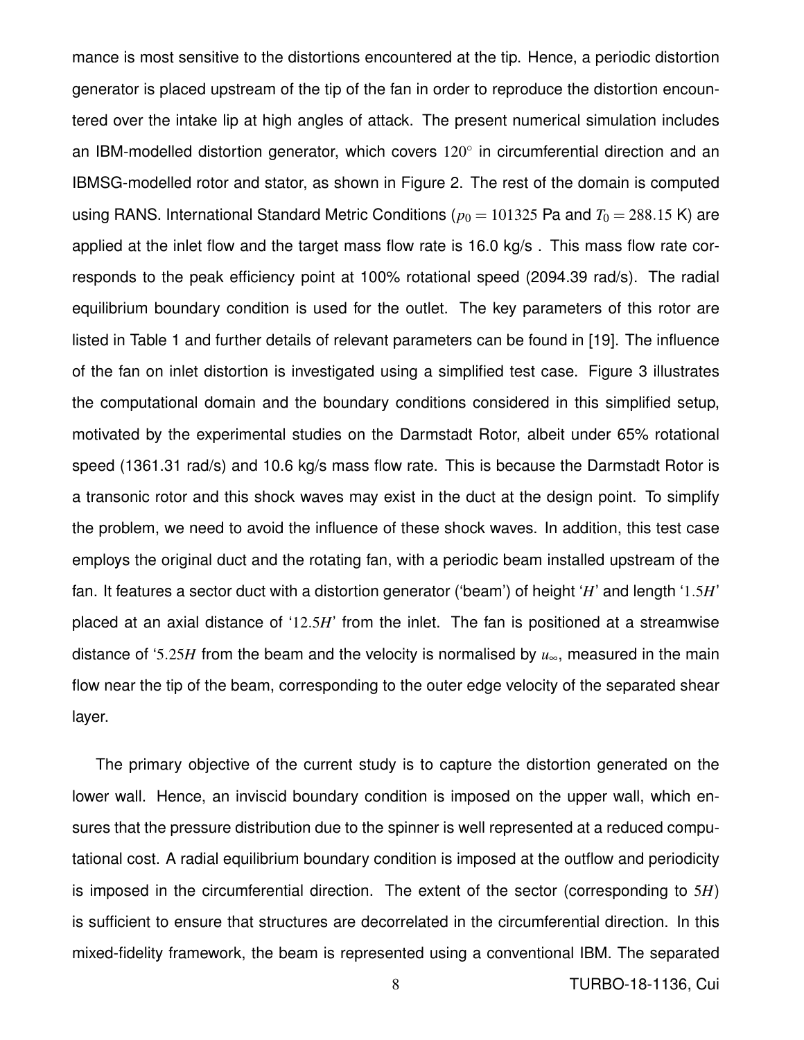mance is most sensitive to the distortions encountered at the tip. Hence, a periodic distortion generator is placed upstream of the tip of the fan in order to reproduce the distortion encountered over the intake lip at high angles of attack. The present numerical simulation includes an IBM-modelled distortion generator, which covers $120^{\circ}$ in circumferential direction and an IBMSG-modelled rotor and stator, as shown in Figure 2. The rest of the domain is computed using RANS. International Standard Metric Conditions ($p_0 = 101325$ Pa and $T_0 = 288.15$ K) are applied at the inlet flow and the target mass flow rate is 16.0 kg/s . This mass flow rate corresponds to the peak efficiency point at 100% rotational speed (2094.39 rad/s). The radial equilibrium boundary condition is used for the outlet. The key parameters of this rotor are listed in Table 1 and further details of relevant parameters can be found in [19]. The influence of the fan on inlet distortion is investigated using a simplified test case. Figure 3 illustrates the computational domain and the boundary conditions considered in this simplified setup, motivated by the experimental studies on the Darmstadt Rotor, albeit under 65% rotational speed (1361.31 rad/s) and 10.6 kg/s mass flow rate. This is because the Darmstadt Rotor is a transonic rotor and this shock waves may exist in the duct at the design point. To simplify the problem, we need to avoid the influence of these shock waves. In addition, this test case employs the original duct and the rotating fan, with a periodic beam installed upstream of the fan. It features a sector duct with a distortion generator ('beam') of height '$H$' and length '$1.5H$' placed at an axial distance of '$12.5H$' from the inlet. The fan is positioned at a streamwise distance of '$5.25H$ from the beam and the velocity is normalised by $u_{\infty}$, measured in the main flow near the tip of the beam, corresponding to the outer edge velocity of the separated shear layer.

The primary objective of the current study is to capture the distortion generated on the lower wall. Hence, an inviscid boundary condition is imposed on the upper wall, which ensures that the pressure distribution due to the spinner is well represented at a reduced computational cost. A radial equilibrium boundary condition is imposed at the outflow and periodicity is imposed in the circumferential direction. The extent of the sector (corresponding to $5H$) is sufficient to ensure that structures are decorrelated in the circumferential direction. In this mixed-fidelity framework, the beam is represented using a conventional IBM. The separated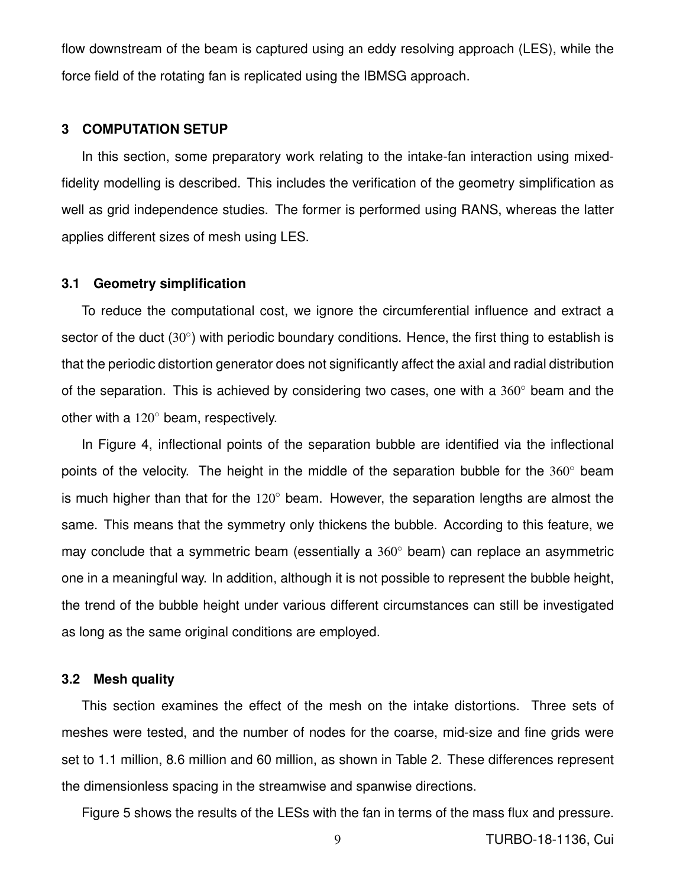flow downstream of the beam is captured using an eddy resolving approach (LES), while the force field of the rotating fan is replicated using the IBMSG approach.

## 3 COMPUTATION SETUP

In this section, some preparatory work relating to the intake-fan interaction using mixed-fidelity modelling is described. This includes the verification of the geometry simplification as well as grid independence studies. The former is performed using RANS, whereas the latter applies different sizes of mesh using LES.

### 3.1 Geometry simplification

To reduce the computational cost, we ignore the circumferential influence and extract a sector of the duct ($30^\circ$) with periodic boundary conditions. Hence, the first thing to establish is that the periodic distortion generator does not significantly affect the axial and radial distribution of the separation. This is achieved by considering two cases, one with a $360^\circ$ beam and the other with a $120^\circ$ beam, respectively.

In Figure 4, inflectional points of the separation bubble are identified via the inflectional points of the velocity. The height in the middle of the separation bubble for the $360^\circ$ beam is much higher than that for the $120^\circ$ beam. However, the separation lengths are almost the same. This means that the symmetry only thickens the bubble. According to this feature, we may conclude that a symmetric beam (essentially a $360^\circ$ beam) can replace an asymmetric one in a meaningful way. In addition, although it is not possible to represent the bubble height, the trend of the bubble height under various different circumstances can still be investigated as long as the same original conditions are employed.

### 3.2 Mesh quality

This section examines the effect of the mesh on the intake distortions. Three sets of meshes were tested, and the number of nodes for the coarse, mid-size and fine grids were set to 1.1 million, 8.6 million and 60 million, as shown in Table 2. These differences represent the dimensionless spacing in the streamwise and spanwise directions.

Figure 5 shows the results of the LESs with the fan in terms of the mass flux and pressure.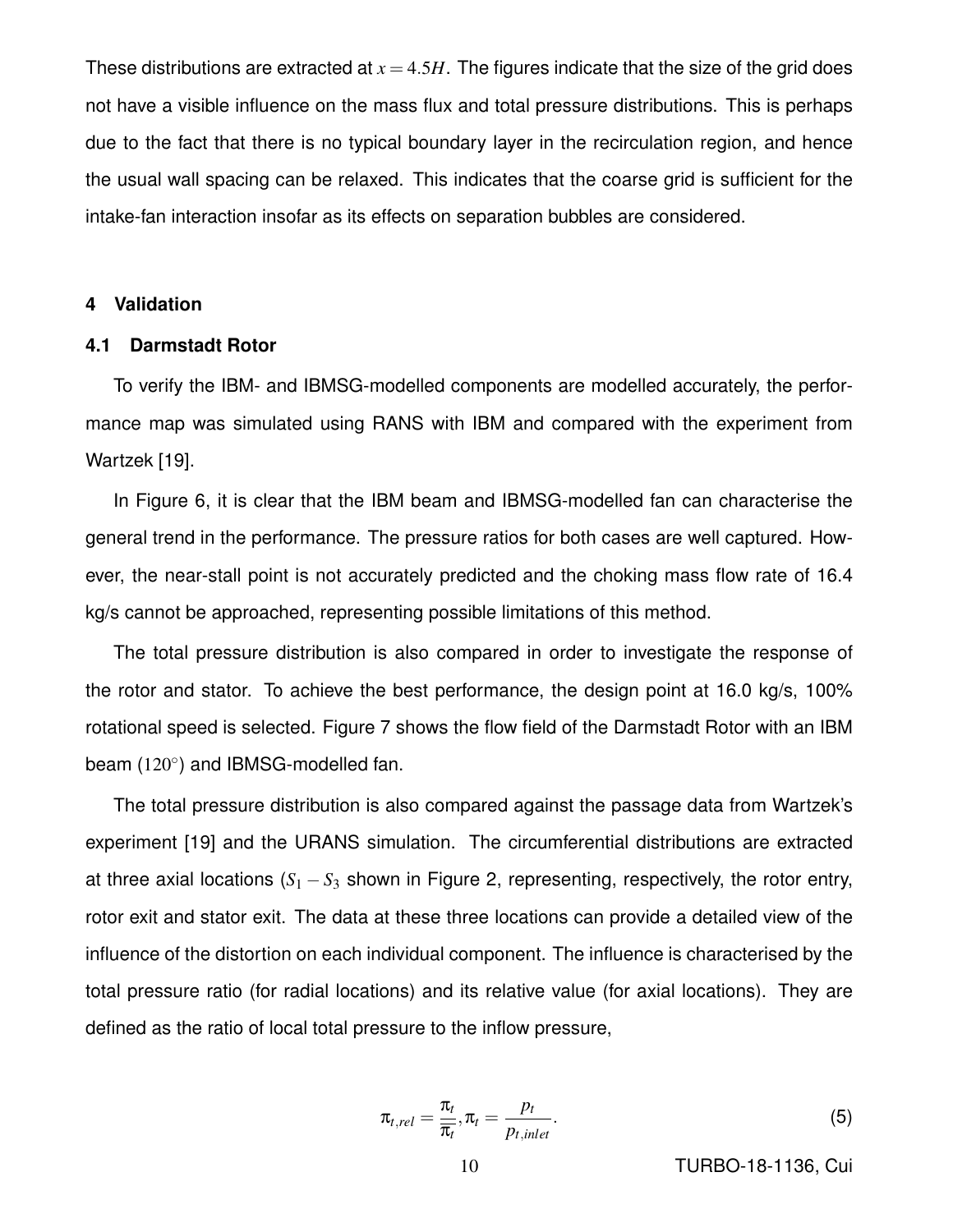These distributions are extracted at $x = 4.5H$. The figures indicate that the size of the grid does not have a visible influence on the mass flux and total pressure distributions. This is perhaps due to the fact that there is no typical boundary layer in the recirculation region, and hence the usual wall spacing can be relaxed. This indicates that the coarse grid is sufficient for the intake-fan interaction insofar as its effects on separation bubbles are considered.

## 4 Validation

### 4.1 Darmstadt Rotor

To verify the IBM- and IBMSG-modelled components are modelled accurately, the performance map was simulated using RANS with IBM and compared with the experiment from Wartzek [19].

In Figure 6, it is clear that the IBM beam and IBMSG-modelled fan can characterise the general trend in the performance. The pressure ratios for both cases are well captured. However, the near-stall point is not accurately predicted and the choking mass flow rate of 16.4 kg/s cannot be approached, representing possible limitations of this method.

The total pressure distribution is also compared in order to investigate the response of the rotor and stator. To achieve the best performance, the design point at 16.0 kg/s, 100% rotational speed is selected. Figure 7 shows the flow field of the Darmstadt Rotor with an IBM beam ($120^{\circ}$) and IBMSG-modelled fan.

The total pressure distribution is also compared against the passage data from Wartzek's experiment [19] and the URANS simulation. The circumferential distributions are extracted at three axial locations ($S_1 - S_3$ shown in Figure 2, representing, respectively, the rotor entry, rotor exit and stator exit. The data at these three locations can provide a detailed view of the influence of the distortion on each individual component. The influence is characterised by the total pressure ratio (for radial locations) and its relative value (for axial locations). They are defined as the ratio of local total pressure to the inflow pressure,

$$\pi_{t,rel} = \frac{\pi_t}{\overline{\pi}_t}, \pi_t = \frac{p_t}{p_{t,inlet}}. \tag{5}$$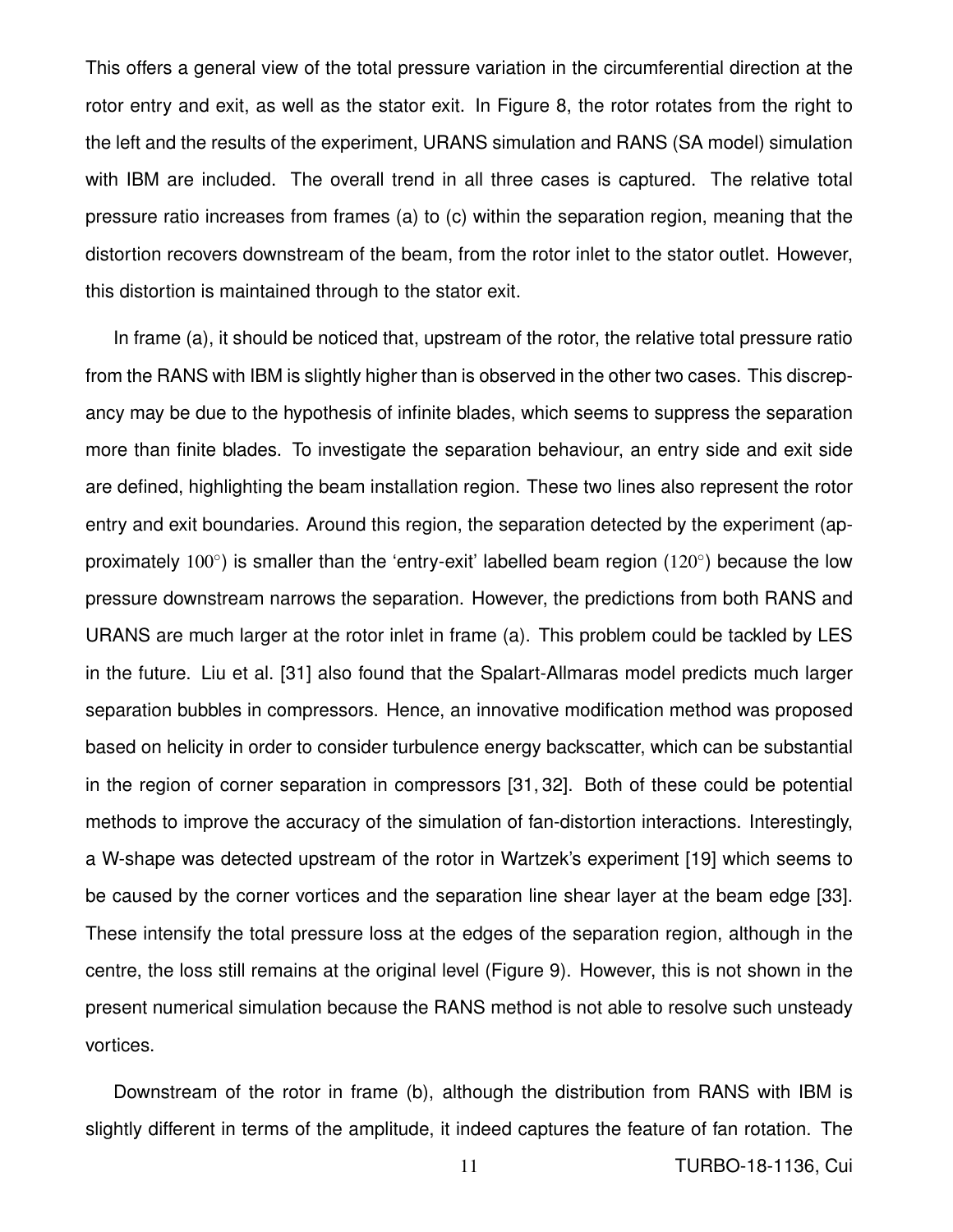This offers a general view of the total pressure variation in the circumferential direction at the rotor entry and exit, as well as the stator exit. In Figure 8, the rotor rotates from the right to the left and the results of the experiment, URANS simulation and RANS (SA model) simulation with IBM are included. The overall trend in all three cases is captured. The relative total pressure ratio increases from frames (a) to (c) within the separation region, meaning that the distortion recovers downstream of the beam, from the rotor inlet to the stator outlet. However, this distortion is maintained through to the stator exit.

In frame (a), it should be noticed that, upstream of the rotor, the relative total pressure ratio from the RANS with IBM is slightly higher than is observed in the other two cases. This discrepancy may be due to the hypothesis of infinite blades, which seems to suppress the separation more than finite blades. To investigate the separation behaviour, an entry side and exit side are defined, highlighting the beam installation region. These two lines also represent the rotor entry and exit boundaries. Around this region, the separation detected by the experiment (approximately $100^{\circ}$) is smaller than the 'entry-exit' labelled beam region ($120^{\circ}$) because the low pressure downstream narrows the separation. However, the predictions from both RANS and URANS are much larger at the rotor inlet in frame (a). This problem could be tackled by LES in the future. Liu et al. [31] also found that the Spalart-Allmaras model predicts much larger separation bubbles in compressors. Hence, an innovative modification method was proposed based on helicity in order to consider turbulence energy backscatter, which can be substantial in the region of corner separation in compressors [31, 32]. Both of these could be potential methods to improve the accuracy of the simulation of fan-distortion interactions. Interestingly, a W-shape was detected upstream of the rotor in Wartzek's experiment [19] which seems to be caused by the corner vortices and the separation line shear layer at the beam edge [33]. These intensify the total pressure loss at the edges of the separation region, although in the centre, the loss still remains at the original level (Figure 9). However, this is not shown in the present numerical simulation because the RANS method is not able to resolve such unsteady vortices.

Downstream of the rotor in frame (b), although the distribution from RANS with IBM is slightly different in terms of the amplitude, it indeed captures the feature of fan rotation. The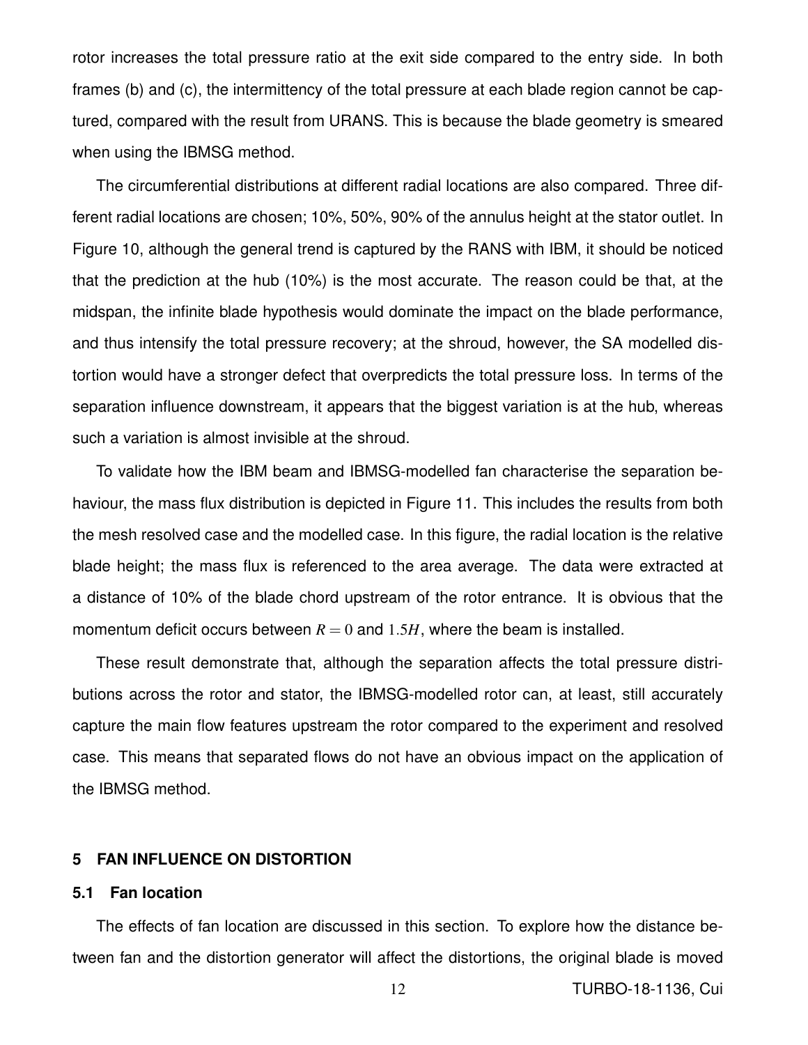rotor increases the total pressure ratio at the exit side compared to the entry side. In both frames (b) and (c), the intermittency of the total pressure at each blade region cannot be captured, compared with the result from URANS. This is because the blade geometry is smeared when using the IBMSG method.

The circumferential distributions at different radial locations are also compared. Three different radial locations are chosen; 10%, 50%, 90% of the annulus height at the stator outlet. In Figure 10, although the general trend is captured by the RANS with IBM, it should be noticed that the prediction at the hub (10%) is the most accurate. The reason could be that, at the midspan, the infinite blade hypothesis would dominate the impact on the blade performance, and thus intensify the total pressure recovery; at the shroud, however, the SA modelled distortion would have a stronger defect that overpredicts the total pressure loss. In terms of the separation influence downstream, it appears that the biggest variation is at the hub, whereas such a variation is almost invisible at the shroud.

To validate how the IBM beam and IBMSG-modelled fan characterise the separation behaviour, the mass flux distribution is depicted in Figure 11. This includes the results from both the mesh resolved case and the modelled case. In this figure, the radial location is the relative blade height; the mass flux is referenced to the area average. The data were extracted at a distance of 10% of the blade chord upstream of the rotor entrance. It is obvious that the momentum deficit occurs between $R = 0$ and $1.5H$, where the beam is installed.

These result demonstrate that, although the separation affects the total pressure distributions across the rotor and stator, the IBMSG-modelled rotor can, at least, still accurately capture the main flow features upstream the rotor compared to the experiment and resolved case. This means that separated flows do not have an obvious impact on the application of the IBMSG method.

## 5 FAN INFLUENCE ON DISTORTION

### 5.1 Fan location

The effects of fan location are discussed in this section. To explore how the distance between fan and the distortion generator will affect the distortions, the original blade is moved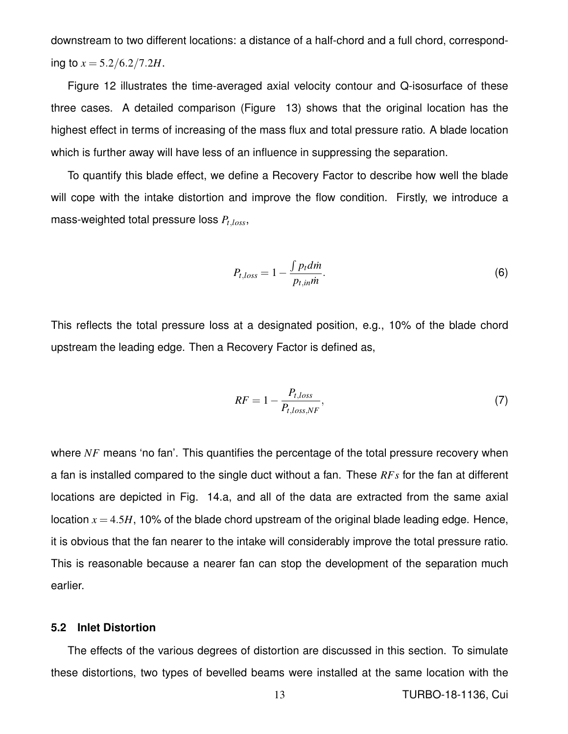downstream to two different locations: a distance of a half-chord and a full chord, corresponding to $x = 5.2/6.2/7.2H$.

Figure 12 illustrates the time-averaged axial velocity contour and Q-isosurface of these three cases. A detailed comparison (Figure 13) shows that the original location has the highest effect in terms of increasing of the mass flux and total pressure ratio. A blade location which is further away will have less of an influence in suppressing the separation.

To quantify this blade effect, we define a Recovery Factor to describe how well the blade will cope with the intake distortion and improve the flow condition. Firstly, we introduce a mass-weighted total pressure loss $P_{t,loss}$,

$$P_{t,loss} = 1 - \frac{\int p_t d\dot{m}}{p_{t,in}\dot{m}}. \tag{6}$$

This reflects the total pressure loss at a designated position, e.g., 10% of the blade chord upstream the leading edge. Then a Recovery Factor is defined as,

$$RF = 1 - \frac{P_{t,loss}}{P_{t,loss,NF}}, \tag{7}$$

where $NF$ means 'no fan'. This quantifies the percentage of the total pressure recovery when a fan is installed compared to the single duct without a fan. These $RFs$ for the fan at different locations are depicted in Fig. 14.a, and all of the data are extracted from the same axial location $x = 4.5H$, 10% of the blade chord upstream of the original blade leading edge. Hence, it is obvious that the fan nearer to the intake will considerably improve the total pressure ratio. This is reasonable because a nearer fan can stop the development of the separation much earlier.

### 5.2 Inlet Distortion

The effects of the various degrees of distortion are discussed in this section. To simulate these distortions, two types of bevelled beams were installed at the same location with the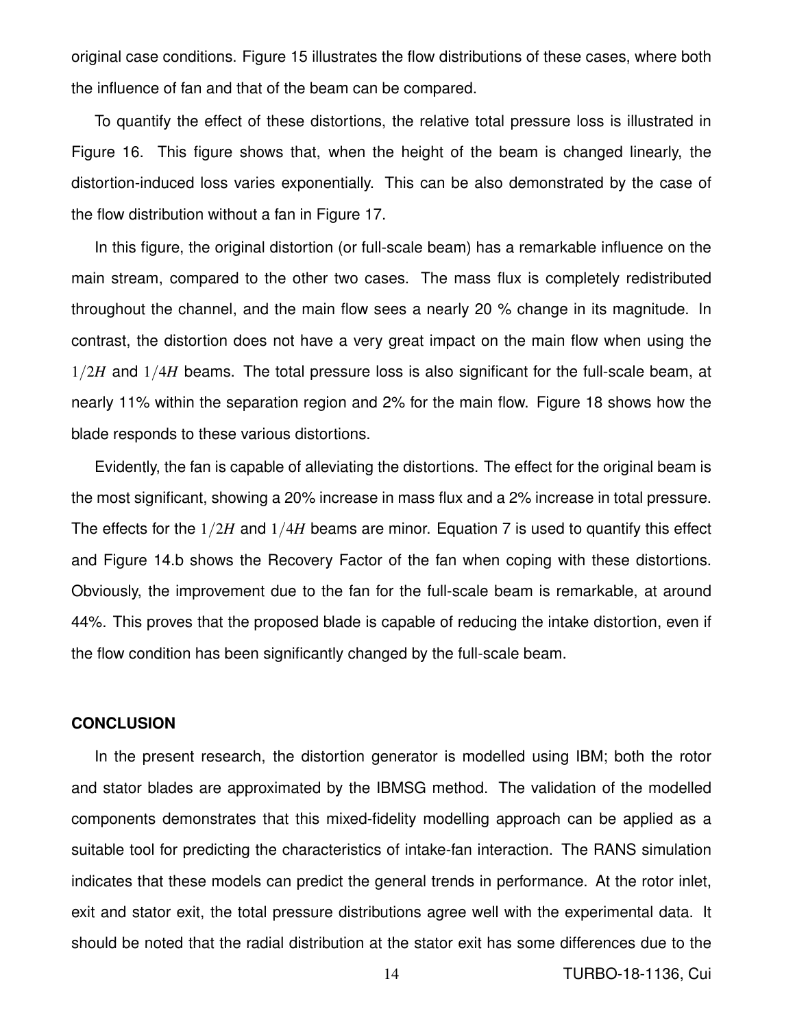original case conditions. Figure 15 illustrates the flow distributions of these cases, where both the influence of fan and that of the beam can be compared.

To quantify the effect of these distortions, the relative total pressure loss is illustrated in Figure 16. This figure shows that, when the height of the beam is changed linearly, the distortion-induced loss varies exponentially. This can be also demonstrated by the case of the flow distribution without a fan in Figure 17.

In this figure, the original distortion (or full-scale beam) has a remarkable influence on the main stream, compared to the other two cases. The mass flux is completely redistributed throughout the channel, and the main flow sees a nearly 20 % change in its magnitude. In contrast, the distortion does not have a very great impact on the main flow when using the $1/2H$ and $1/4H$ beams. The total pressure loss is also significant for the full-scale beam, at nearly 11% within the separation region and 2% for the main flow. Figure 18 shows how the blade responds to these various distortions.

Evidently, the fan is capable of alleviating the distortions. The effect for the original beam is the most significant, showing a 20% increase in mass flux and a 2% increase in total pressure. The effects for the $1/2H$ and $1/4H$ beams are minor. Equation 7 is used to quantify this effect and Figure 14.b shows the Recovery Factor of the fan when coping with these distortions. Obviously, the improvement due to the fan for the full-scale beam is remarkable, at around 44%. This proves that the proposed blade is capable of reducing the intake distortion, even if the flow condition has been significantly changed by the full-scale beam.

## CONCLUSION

In the present research, the distortion generator is modelled using IBM; both the rotor and stator blades are approximated by the IBMSG method. The validation of the modelled components demonstrates that this mixed-fidelity modelling approach can be applied as a suitable tool for predicting the characteristics of intake-fan interaction. The RANS simulation indicates that these models can predict the general trends in performance. At the rotor inlet, exit and stator exit, the total pressure distributions agree well with the experimental data. It should be noted that the radial distribution at the stator exit has some differences due to the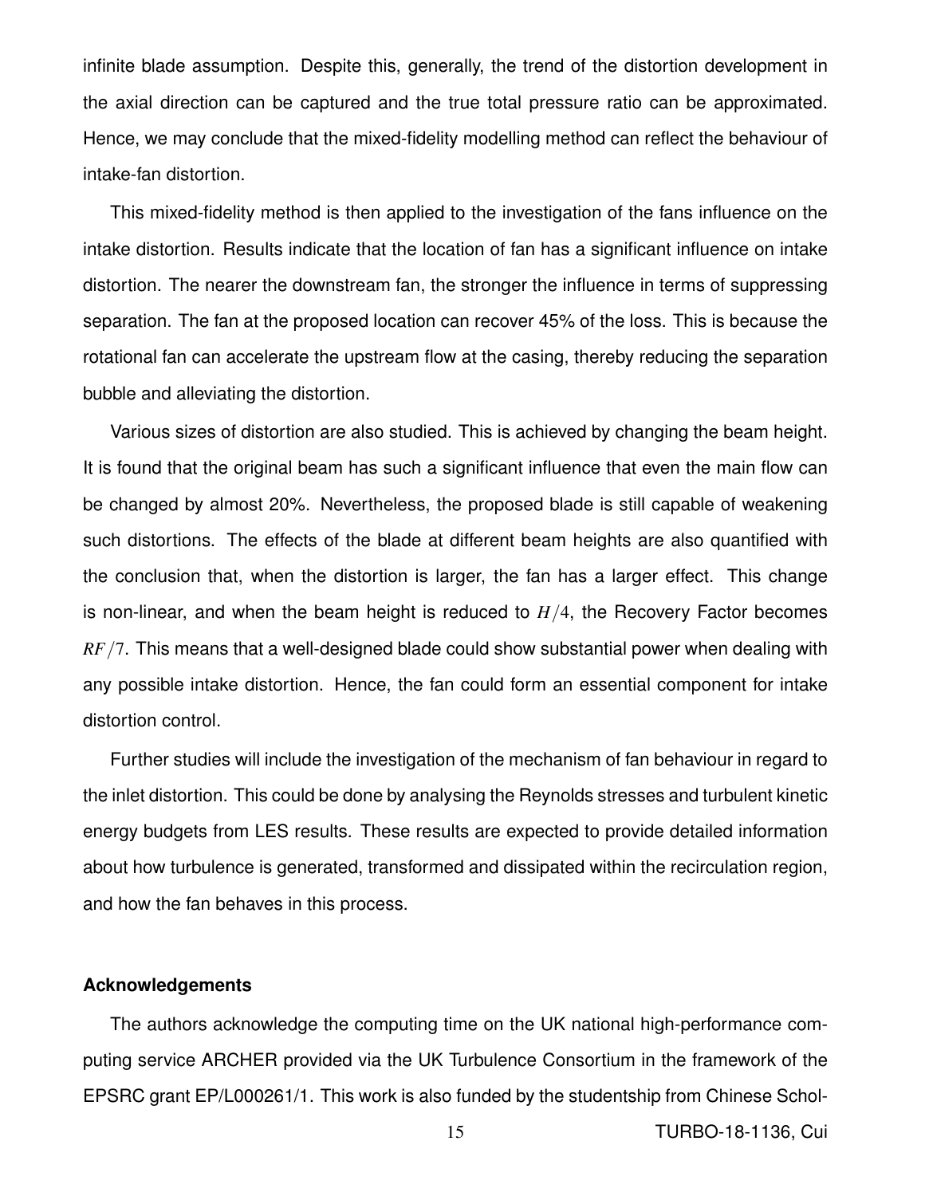infinite blade assumption. Despite this, generally, the trend of the distortion development in the axial direction can be captured and the true total pressure ratio can be approximated. Hence, we may conclude that the mixed-fidelity modelling method can reflect the behaviour of intake-fan distortion.

This mixed-fidelity method is then applied to the investigation of the fans influence on the intake distortion. Results indicate that the location of fan has a significant influence on intake distortion. The nearer the downstream fan, the stronger the influence in terms of suppressing separation. The fan at the proposed location can recover 45% of the loss. This is because the rotational fan can accelerate the upstream flow at the casing, thereby reducing the separation bubble and alleviating the distortion.

Various sizes of distortion are also studied. This is achieved by changing the beam height. It is found that the original beam has such a significant influence that even the main flow can be changed by almost 20%. Nevertheless, the proposed blade is still capable of weakening such distortions. The effects of the blade at different beam heights are also quantified with the conclusion that, when the distortion is larger, the fan has a larger effect. This change is non-linear, and when the beam height is reduced to $H/4$, the Recovery Factor becomes $RF/7$. This means that a well-designed blade could show substantial power when dealing with any possible intake distortion. Hence, the fan could form an essential component for intake distortion control.

Further studies will include the investigation of the mechanism of fan behaviour in regard to the inlet distortion. This could be done by analysing the Reynolds stresses and turbulent kinetic energy budgets from LES results. These results are expected to provide detailed information about how turbulence is generated, transformed and dissipated within the recirculation region, and how the fan behaves in this process.

#### Acknowledgements

The authors acknowledge the computing time on the UK national high-performance computing service ARCHER provided via the UK Turbulence Consortium in the framework of the EPSRC grant EP/L000261/1. This work is also funded by the studentship from Chinese Schol-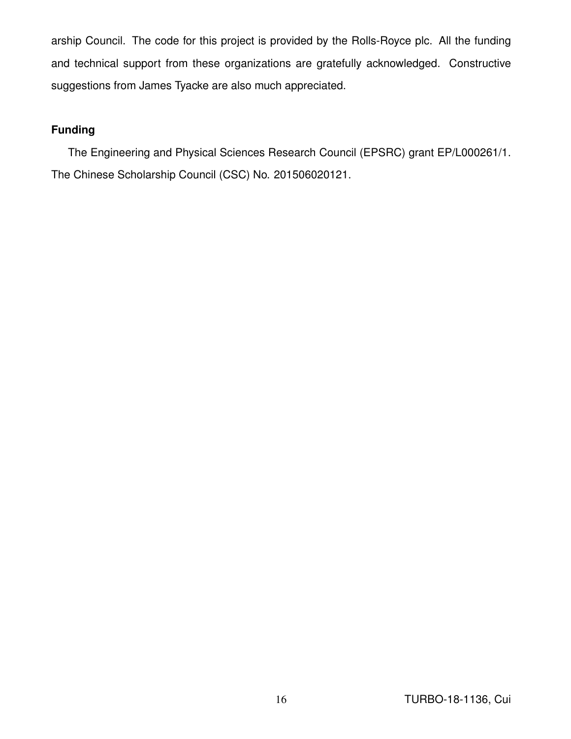arship Council. The code for this project is provided by the Rolls-Royce plc. All the funding and technical support from these organizations are gratefully acknowledged. Constructive suggestions from James Tyacke are also much appreciated.

## Funding

The Engineering and Physical Sciences Research Council (EPSRC) grant EP/L000261/1. The Chinese Scholarship Council (CSC) No. 201506020121.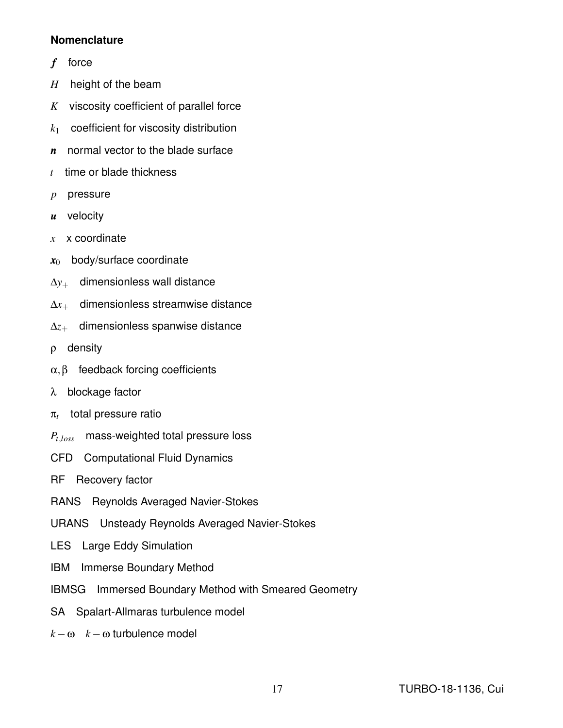**Nomenclature**

$\boldsymbol{f}$ force

$H$ height of the beam

$K$ viscosity coefficient of parallel force

$k_1$ coefficient for viscosity distribution

$\boldsymbol{n}$ normal vector to the blade surface

$t$ time or blade thickness

$p$ pressure

$\boldsymbol{u}$ velocity

$x$ x coordinate

$\boldsymbol{x}_0$ body/surface coordinate

$\Delta y_+$ dimensionless wall distance

$\Delta x_+$ dimensionless streamwise distance

$\Delta z_+$ dimensionless spanwise distance

$\rho$ density

$\alpha, \beta$ feedback forcing coefficients

$\lambda$ blockage factor

$\pi_t$ total pressure ratio

$P_{t,loss}$ mass-weighted total pressure loss

CFD Computational Fluid Dynamics

RF Recovery factor

RANS Reynolds Averaged Navier-Stokes

URANS Unsteady Reynolds Averaged Navier-Stokes

LES Large Eddy Simulation

IBM Immerse Boundary Method

IBMSG Immersed Boundary Method with Smeared Geometry

SA Spalart-Allmaras turbulence model

$k-\omega$ $k-\omega$ turbulence model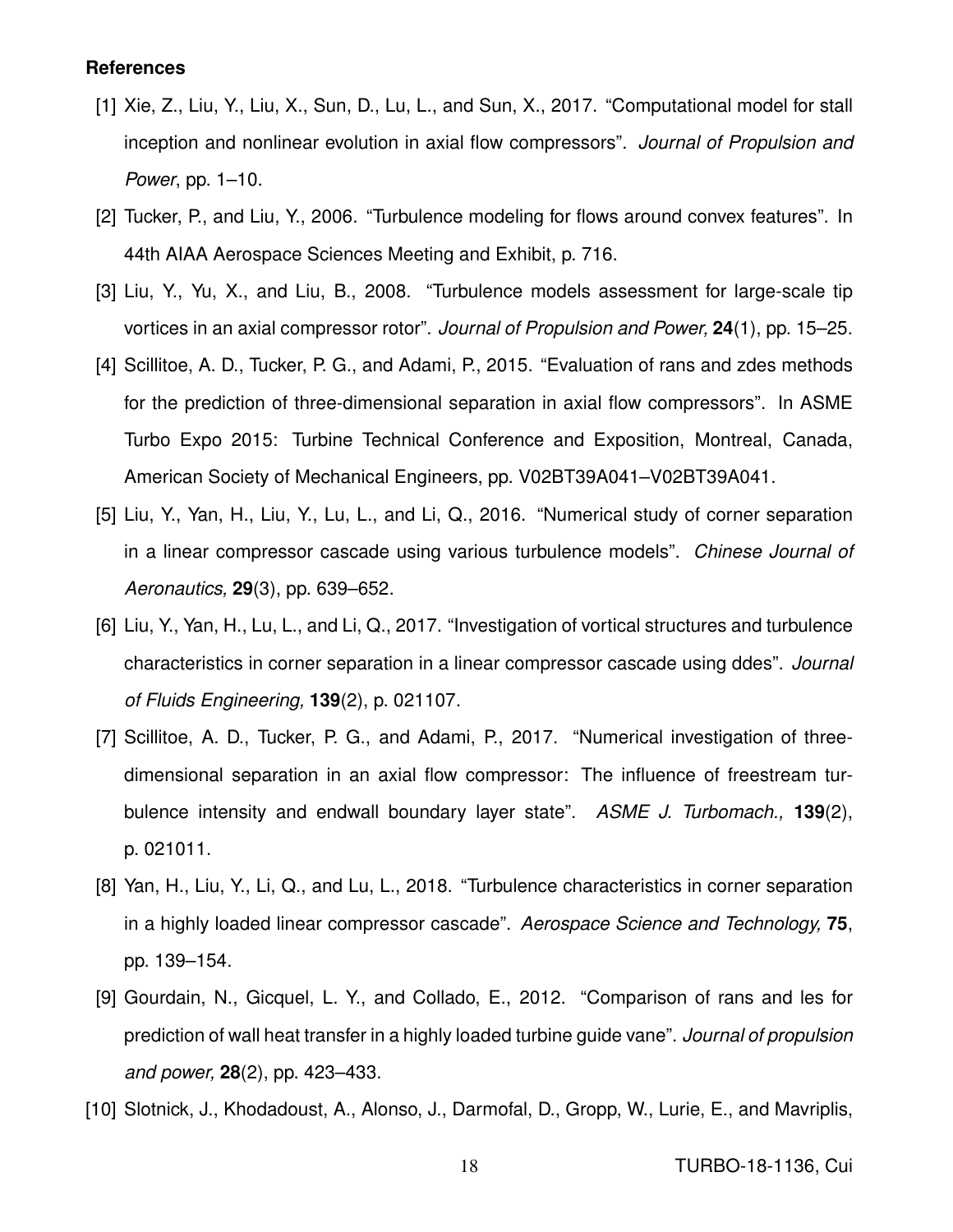**References**

[1] Xie, Z., Liu, Y., Liu, X., Sun, D., Lu, L., and Sun, X., 2017. "Computational model for stall inception and nonlinear evolution in axial flow compressors". *Journal of Propulsion and Power*, pp. 1–10.

[2] Tucker, P., and Liu, Y., 2006. "Turbulence modeling for flows around convex features". In 44th AIAA Aerospace Sciences Meeting and Exhibit, p. 716.

[3] Liu, Y., Yu, X., and Liu, B., 2008. "Turbulence models assessment for large-scale tip vortices in an axial compressor rotor". *Journal of Propulsion and Power,* **24**(1), pp. 15–25.

[4] Scillitoe, A. D., Tucker, P. G., and Adami, P., 2015. "Evaluation of rans and zdes methods for the prediction of three-dimensional separation in axial flow compressors". In ASME Turbo Expo 2015: Turbine Technical Conference and Exposition, Montreal, Canada, American Society of Mechanical Engineers, pp. V02BT39A041–V02BT39A041.

[5] Liu, Y., Yan, H., Liu, Y., Lu, L., and Li, Q., 2016. "Numerical study of corner separation in a linear compressor cascade using various turbulence models". *Chinese Journal of Aeronautics,* **29**(3), pp. 639–652.

[6] Liu, Y., Yan, H., Lu, L., and Li, Q., 2017. "Investigation of vortical structures and turbulence characteristics in corner separation in a linear compressor cascade using ddes". *Journal of Fluids Engineering,* **139**(2), p. 021107.

[7] Scillitoe, A. D., Tucker, P. G., and Adami, P., 2017. "Numerical investigation of three-dimensional separation in an axial flow compressor: The influence of freestream turbulence intensity and endwall boundary layer state". *ASME J. Turbomach.,* **139**(2), p. 021011.

[8] Yan, H., Liu, Y., Li, Q., and Lu, L., 2018. "Turbulence characteristics in corner separation in a highly loaded linear compressor cascade". *Aerospace Science and Technology,* **75**, pp. 139–154.

[9] Gourdain, N., Gicquel, L. Y., and Collado, E., 2012. "Comparison of rans and les for prediction of wall heat transfer in a highly loaded turbine guide vane". *Journal of propulsion and power,* **28**(2), pp. 423–433.

[10] Slotnick, J., Khodadoust, A., Alonso, J., Darmofal, D., Gropp, W., Lurie, E., and Mavriplis,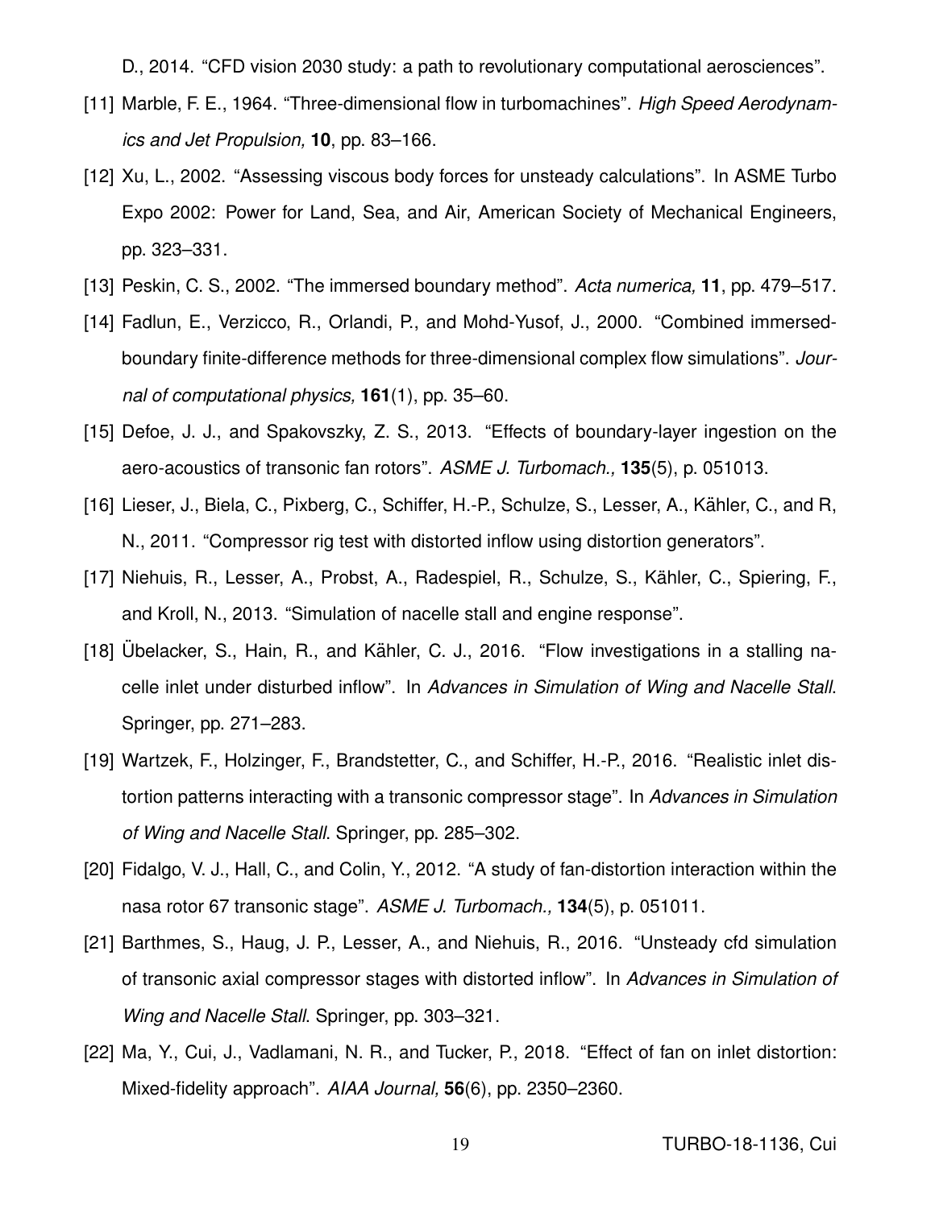D., 2014. “CFD vision 2030 study: a path to revolutionary computational aerosciences”.

[11] Marble, F. E., 1964. “Three-dimensional flow in turbomachines”. *High Speed Aerodynamics and Jet Propulsion,* **10**, pp. 83–166.

[12] Xu, L., 2002. “Assessing viscous body forces for unsteady calculations”. In ASME Turbo Expo 2002: Power for Land, Sea, and Air, American Society of Mechanical Engineers, pp. 323–331.

[13] Peskin, C. S., 2002. “The immersed boundary method”. *Acta numerica,* **11**, pp. 479–517.

[14] Fadlun, E., Verzicco, R., Orlandi, P., and Mohd-Yusof, J., 2000. “Combined immersed-boundary finite-difference methods for three-dimensional complex flow simulations”. *Journal of computational physics,* **161**(1), pp. 35–60.

[15] Defoe, J. J., and Spakovszky, Z. S., 2013. “Effects of boundary-layer ingestion on the aero-acoustics of transonic fan rotors”. *ASME J. Turbomach.,* **135**(5), p. 051013.

[16] Lieser, J., Biela, C., Pixberg, C., Schiffer, H.-P., Schulze, S., Lesser, A., Kähler, C., and R, N., 2011. “Compressor rig test with distorted inflow using distortion generators”.

[17] Niehuis, R., Lesser, A., Probst, A., Radespiel, R., Schulze, S., Kähler, C., Spiering, F., and Kroll, N., 2013. “Simulation of nacelle stall and engine response”.

[18] Übelacker, S., Hain, R., and Kähler, C. J., 2016. “Flow investigations in a stalling nacelle inlet under disturbed inflow”. In *Advances in Simulation of Wing and Nacelle Stall*. Springer, pp. 271–283.

[19] Wartzek, F., Holzinger, F., Brandstetter, C., and Schiffer, H.-P., 2016. “Realistic inlet distortion patterns interacting with a transonic compressor stage”. In *Advances in Simulation of Wing and Nacelle Stall*. Springer, pp. 285–302.

[20] Fidalgo, V. J., Hall, C., and Colin, Y., 2012. “A study of fan-distortion interaction within the nasa rotor 67 transonic stage”. *ASME J. Turbomach.,* **134**(5), p. 051011.

[21] Barthmes, S., Haug, J. P., Lesser, A., and Niehuis, R., 2016. “Unsteady cfd simulation of transonic axial compressor stages with distorted inflow”. In *Advances in Simulation of Wing and Nacelle Stall*. Springer, pp. 303–321.

[22] Ma, Y., Cui, J., Vadlamani, N. R., and Tucker, P., 2018. “Effect of fan on inlet distortion: Mixed-fidelity approach”. *AIAA Journal,* **56**(6), pp. 2350–2360.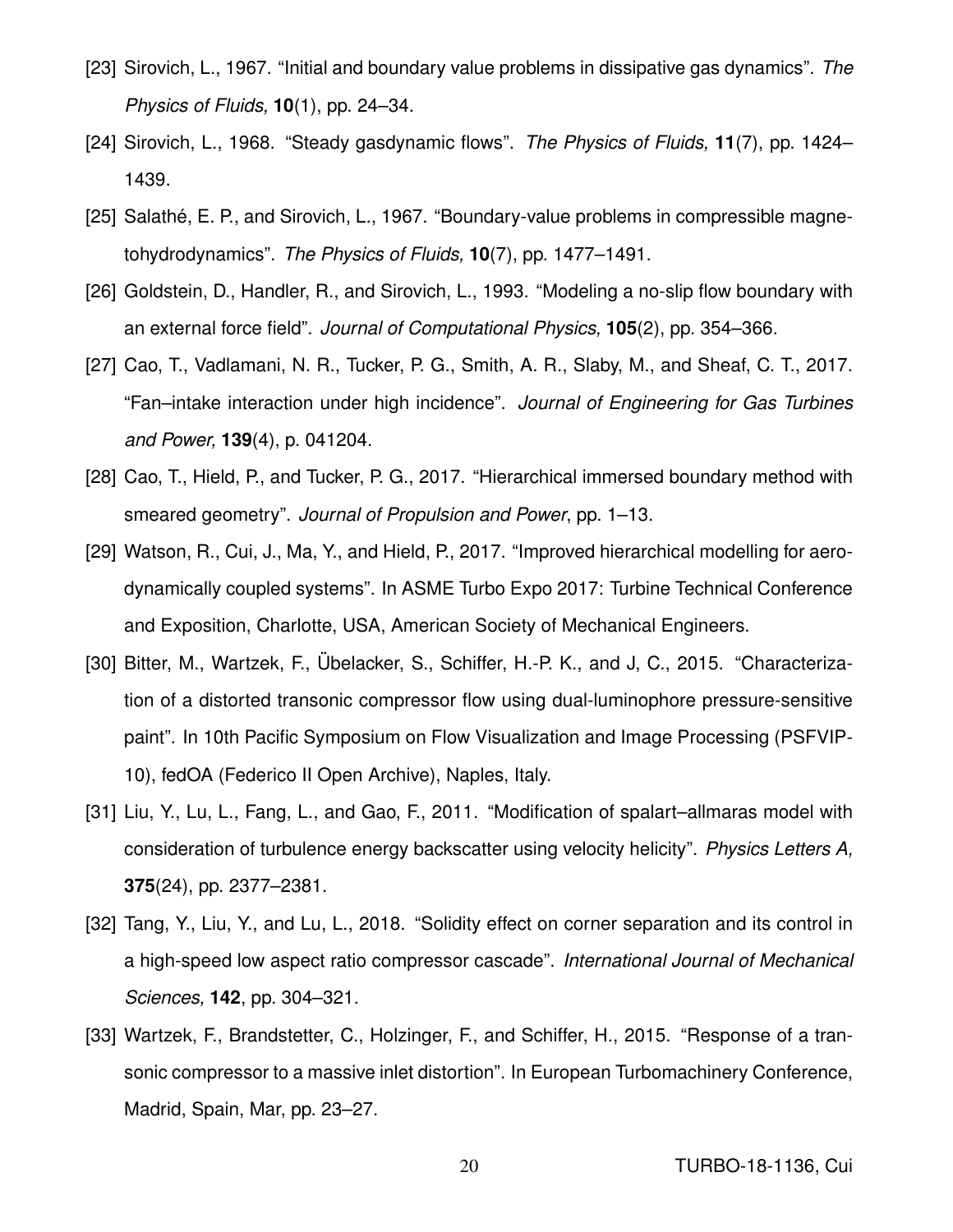[23] Sirovich, L., 1967. "Initial and boundary value problems in dissipative gas dynamics". *The Physics of Fluids,* **10**(1), pp. 24–34.

[24] Sirovich, L., 1968. "Steady gasdynamic flows". *The Physics of Fluids,* **11**(7), pp. 1424–1439.

[25] Salathé, E. P., and Sirovich, L., 1967. "Boundary-value problems in compressible magnetohydrodynamics". *The Physics of Fluids,* **10**(7), pp. 1477–1491.

[26] Goldstein, D., Handler, R., and Sirovich, L., 1993. "Modeling a no-slip flow boundary with an external force field". *Journal of Computational Physics,* **105**(2), pp. 354–366.

[27] Cao, T., Vadlamani, N. R., Tucker, P. G., Smith, A. R., Slaby, M., and Sheaf, C. T., 2017. "Fan–intake interaction under high incidence". *Journal of Engineering for Gas Turbines and Power,* **139**(4), p. 041204.

[28] Cao, T., Hield, P., and Tucker, P. G., 2017. "Hierarchical immersed boundary method with smeared geometry". *Journal of Propulsion and Power*, pp. 1–13.

[29] Watson, R., Cui, J., Ma, Y., and Hield, P., 2017. "Improved hierarchical modelling for aerodynamically coupled systems". In ASME Turbo Expo 2017: Turbine Technical Conference and Exposition, Charlotte, USA, American Society of Mechanical Engineers.

[30] Bitter, M., Wartzek, F., Übelacker, S., Schiffer, H.-P. K., and J, C., 2015. "Characterization of a distorted transonic compressor flow using dual-luminophore pressure-sensitive paint". In 10th Pacific Symposium on Flow Visualization and Image Processing (PSFVIP-10), fedOA (Federico II Open Archive), Naples, Italy.

[31] Liu, Y., Lu, L., Fang, L., and Gao, F., 2011. "Modification of spalart–allmaras model with consideration of turbulence energy backscatter using velocity helicity". *Physics Letters A,* **375**(24), pp. 2377–2381.

[32] Tang, Y., Liu, Y., and Lu, L., 2018. "Solidity effect on corner separation and its control in a high-speed low aspect ratio compressor cascade". *International Journal of Mechanical Sciences,* **142**, pp. 304–321.

[33] Wartzek, F., Brandstetter, C., Holzinger, F., and Schiffer, H., 2015. "Response of a transonic compressor to a massive inlet distortion". In European Turbomachinery Conference, Madrid, Spain, Mar, pp. 23–27.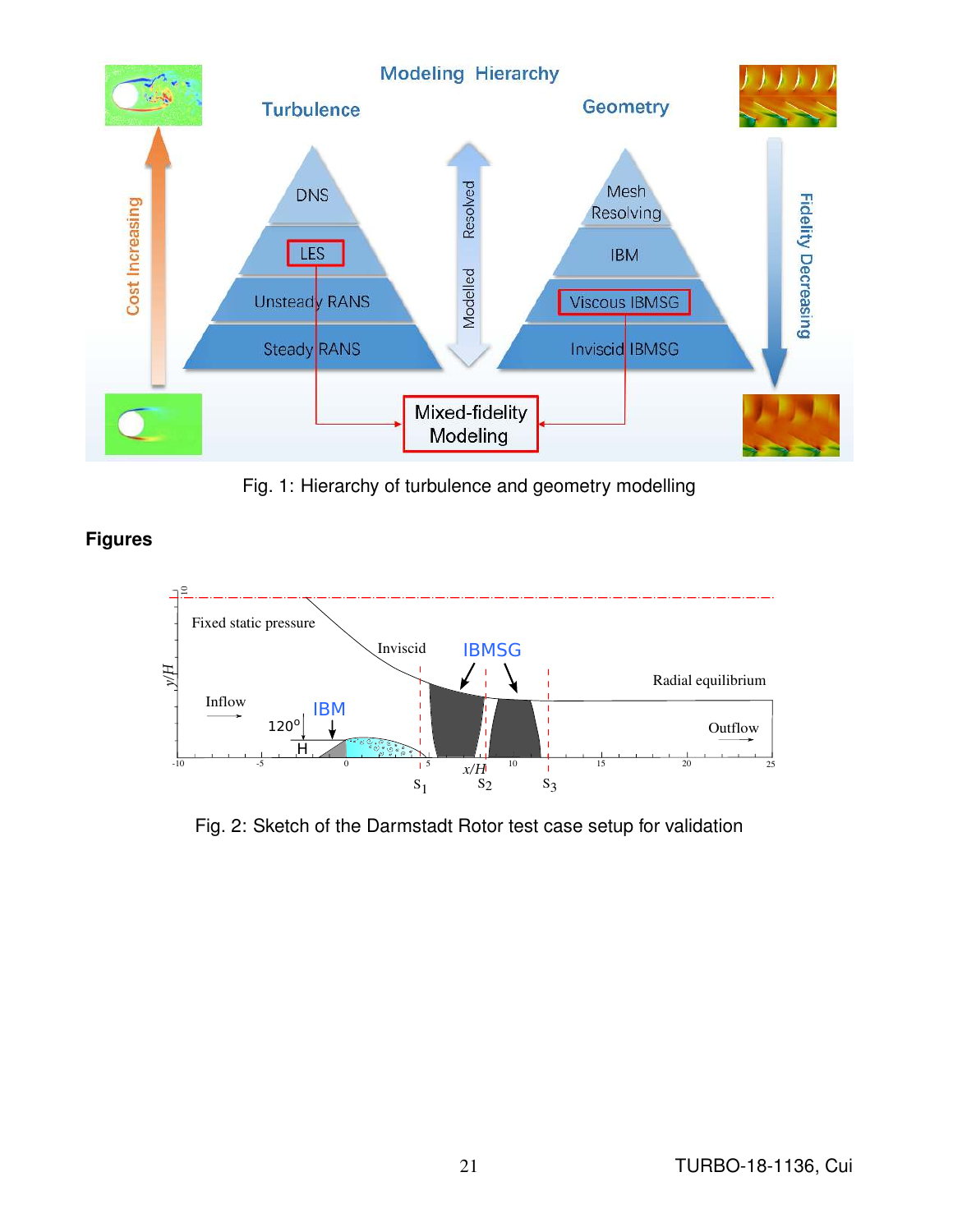Fig. 1: Hierarchy of turbulence and geometry modelling

## Figures

Fig. 2: Sketch of the Darmstadt Rotor test case setup for validation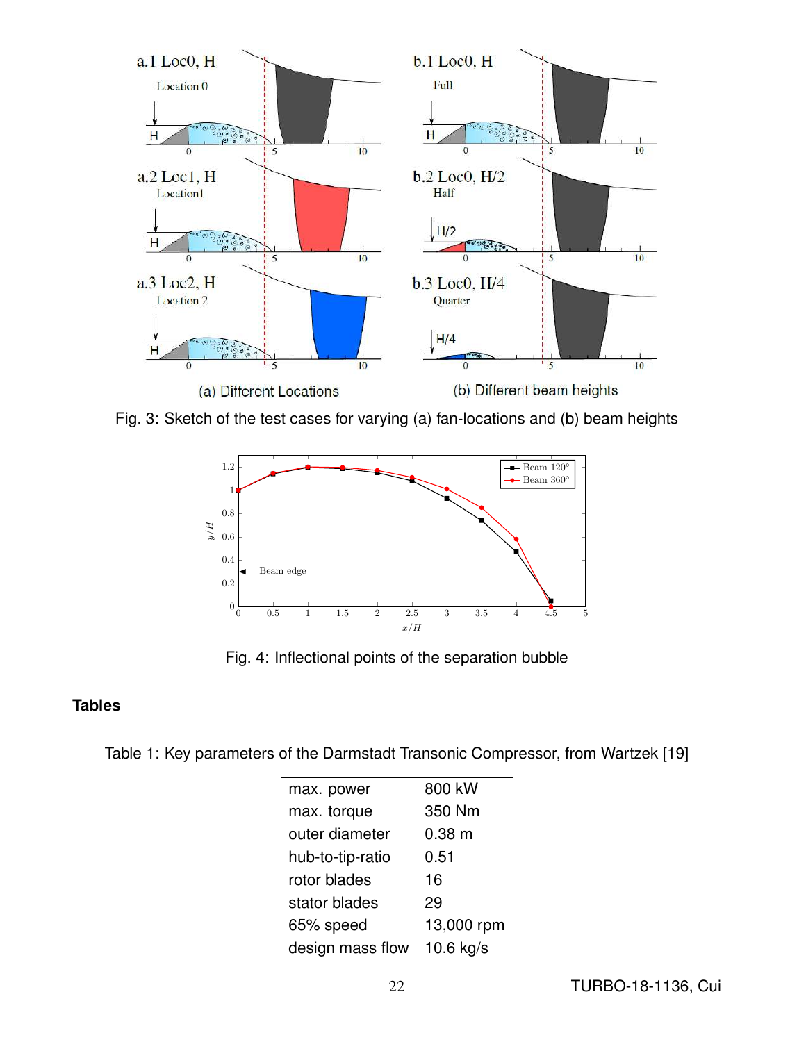(a) Different Locations

(b) Different beam heights

Fig. 3: Sketch of the test cases for varying (a) fan-locations and (b) beam heights

Fig. 4: Inflectional points of the separation bubble

## Tables

Table 1: Key parameters of the Darmstadt Transonic Compressor, from Wartzek [19]

| | |
|---|---|
| max. power | 800 kW |
| max. torque | 350 Nm |
| outer diameter | 0.38 m |
| hub-to-tip-ratio | 0.51 |
| rotor blades | 16 |
| stator blades | 29 |
| 65% speed | 13,000 rpm |
| design mass flow | 10.6 kg/s |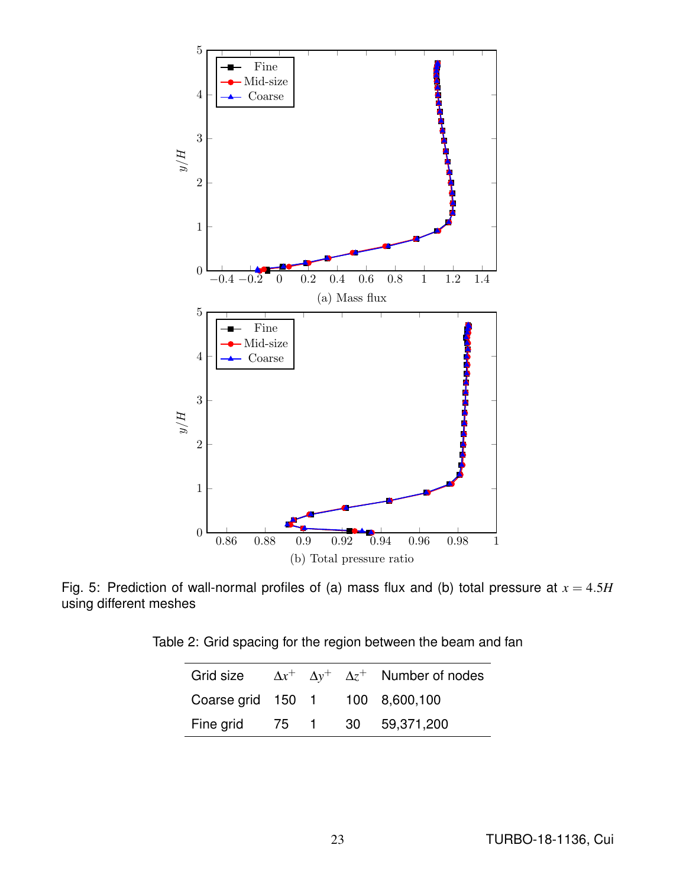(a) Mass flux

(b) Total pressure ratio

Fig. 5: Prediction of wall-normal profiles of (a) mass flux and (b) total pressure at $x = 4.5H$ using different meshes

Table 2: Grid spacing for the region between the beam and fan

| Grid size | $\Delta x^+$ | $\Delta y^+$ | $\Delta z^+$ | Number of nodes |
|---|---|---|---|---|
| Coarse grid | 150 | 1 | 100 | 8,600,100 |
| Fine grid | 75 | 1 | 30 | 59,371,200 |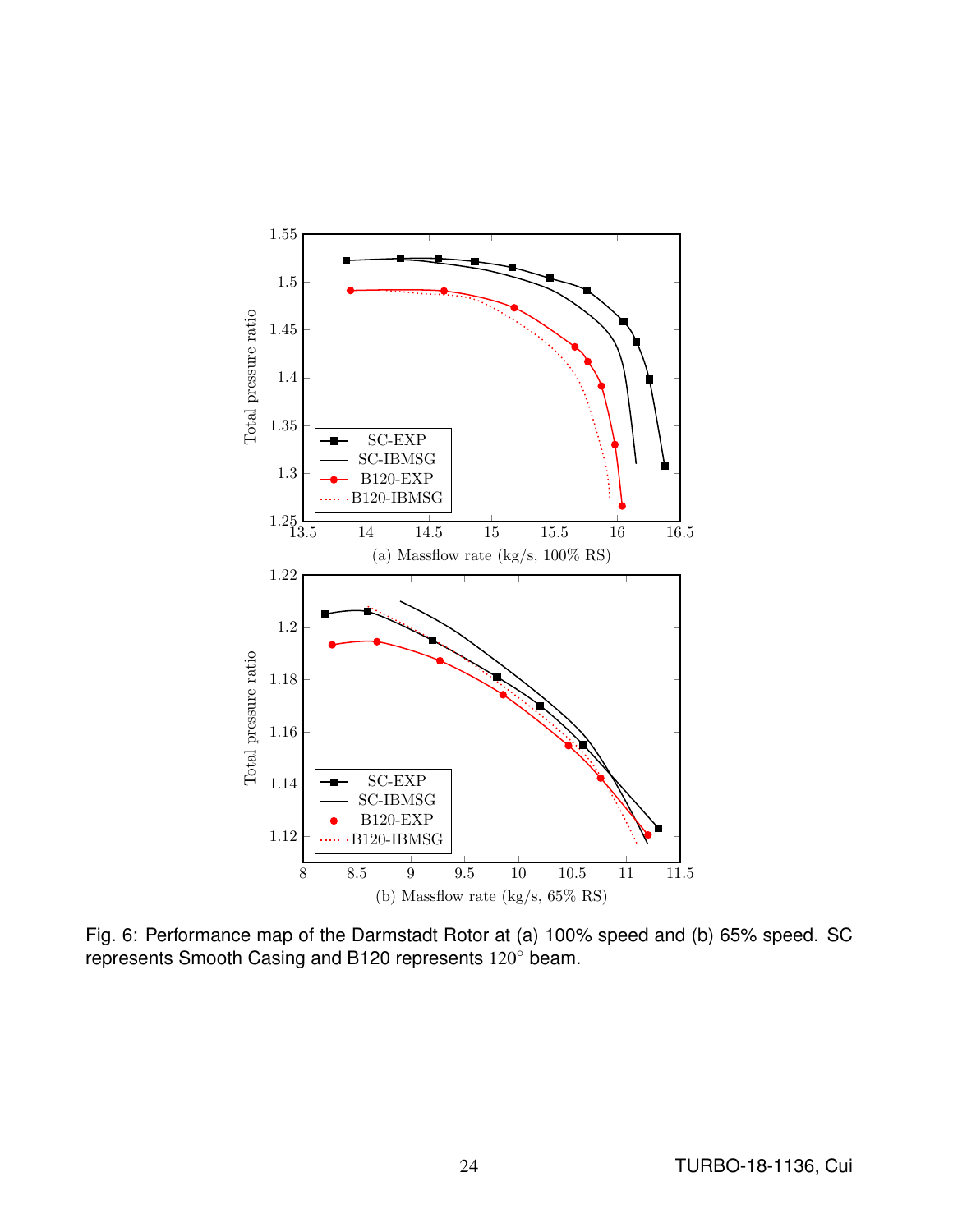Fig. 6: Performance map of the Darmstadt Rotor at (a) 100% speed and (b) 65% speed. SC represents Smooth Casing and B120 represents $120^{\circ}$ beam.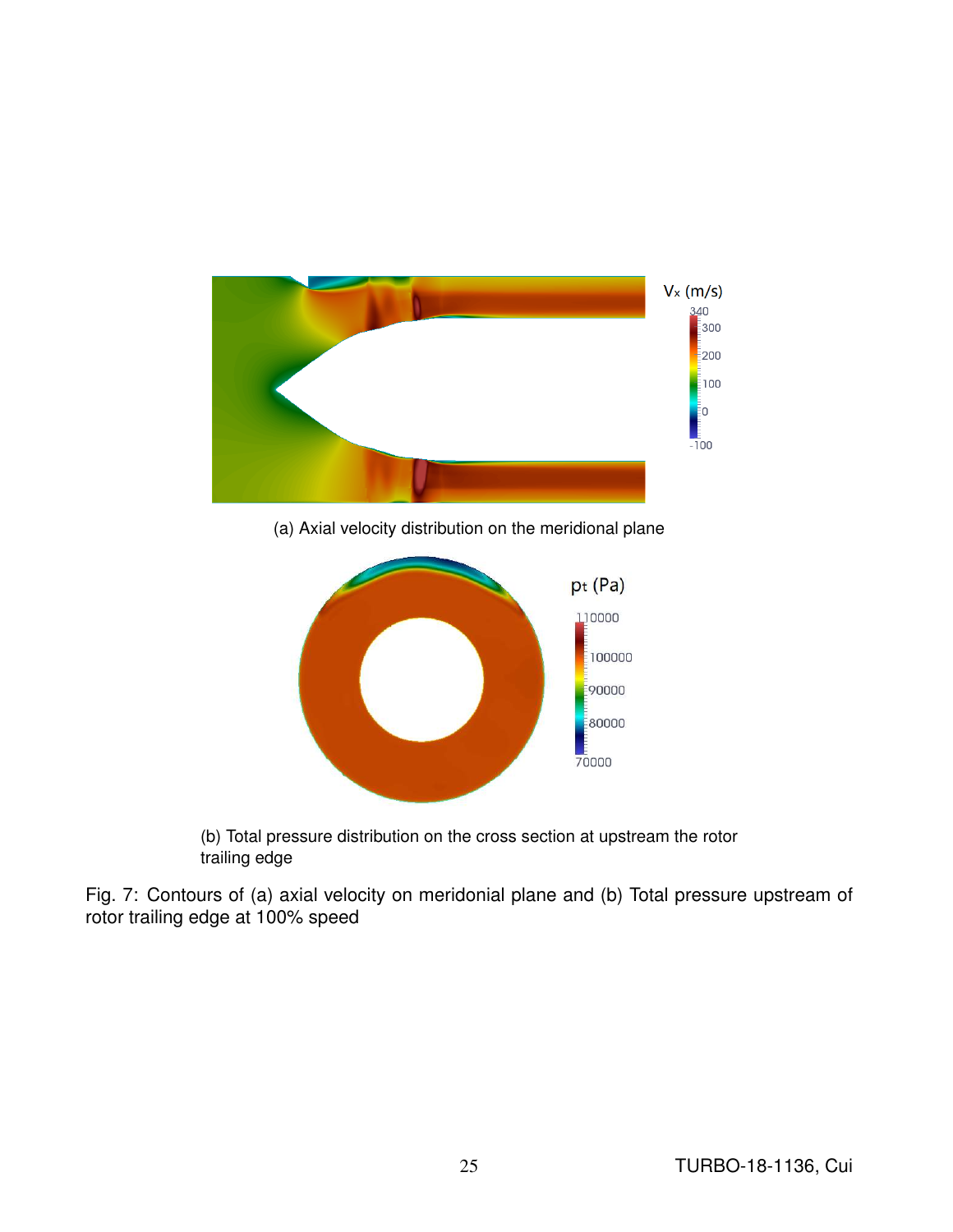(a) Axial velocity distribution on the meridional plane

(b) Total pressure distribution on the cross section at upstream the rotor trailing edge

Fig. 7: Contours of (a) axial velocity on meridonial plane and (b) Total pressure upstream of rotor trailing edge at 100% speed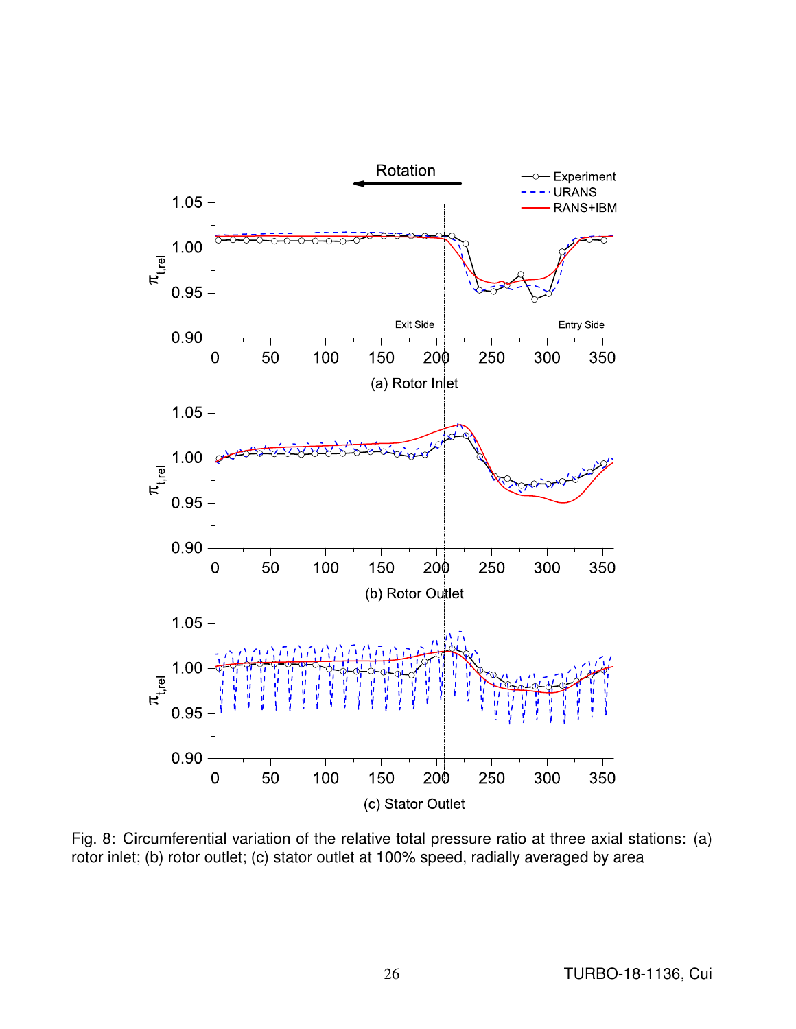Fig. 8: Circumferential variation of the relative total pressure ratio at three axial stations: (a) rotor inlet; (b) rotor outlet; (c) stator outlet at 100% speed, radially averaged by area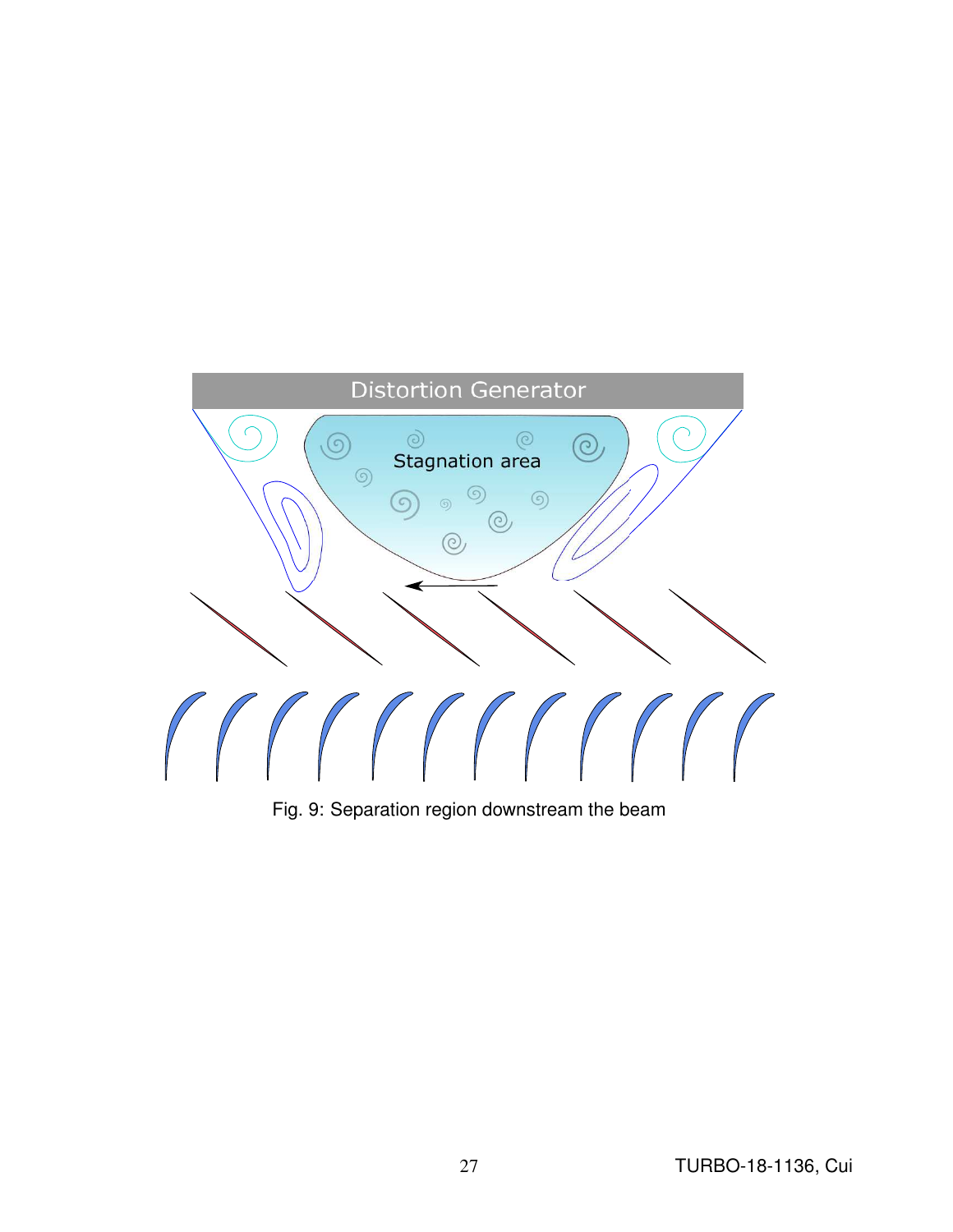Fig. 9: Separation region downstream the beam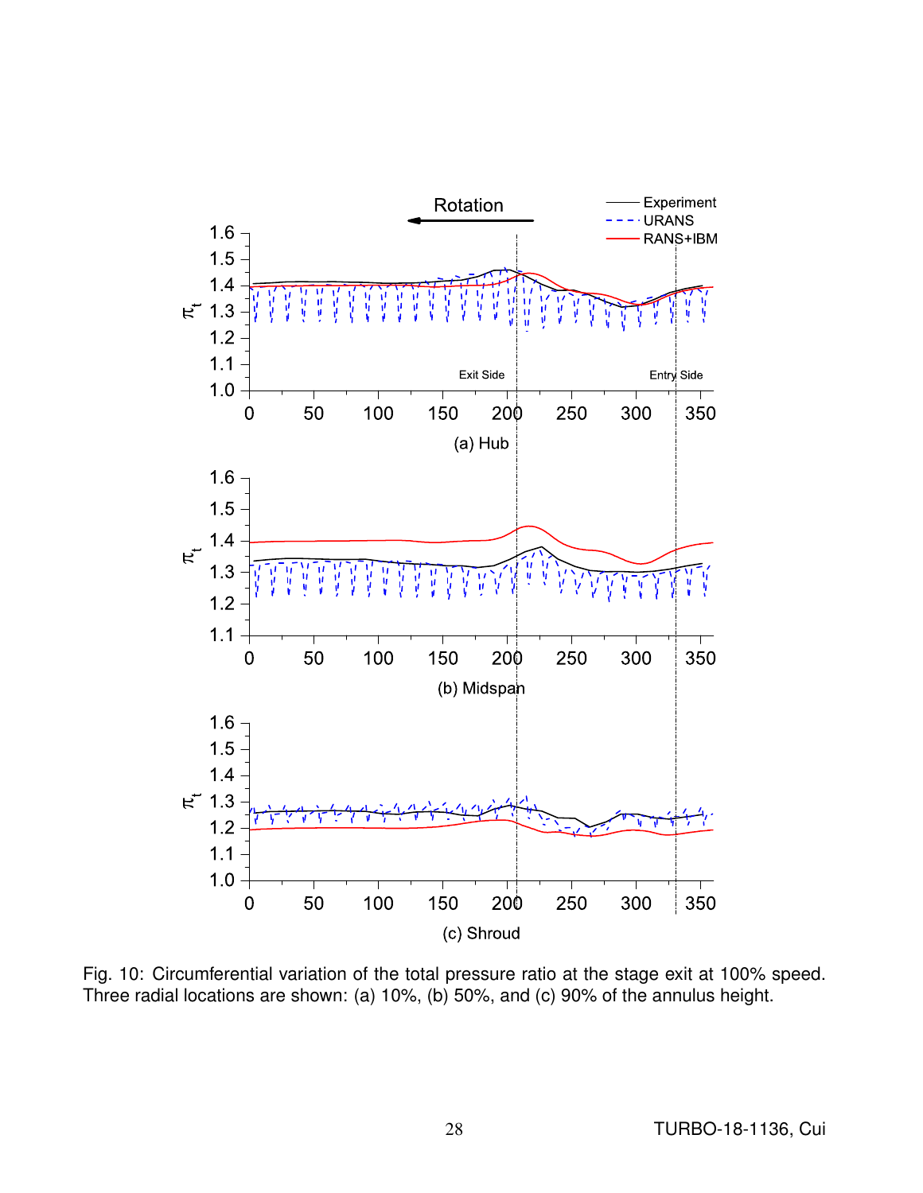Fig. 10: Circumferential variation of the total pressure ratio at the stage exit at 100% speed. Three radial locations are shown: (a) 10%, (b) 50%, and (c) 90% of the annulus height.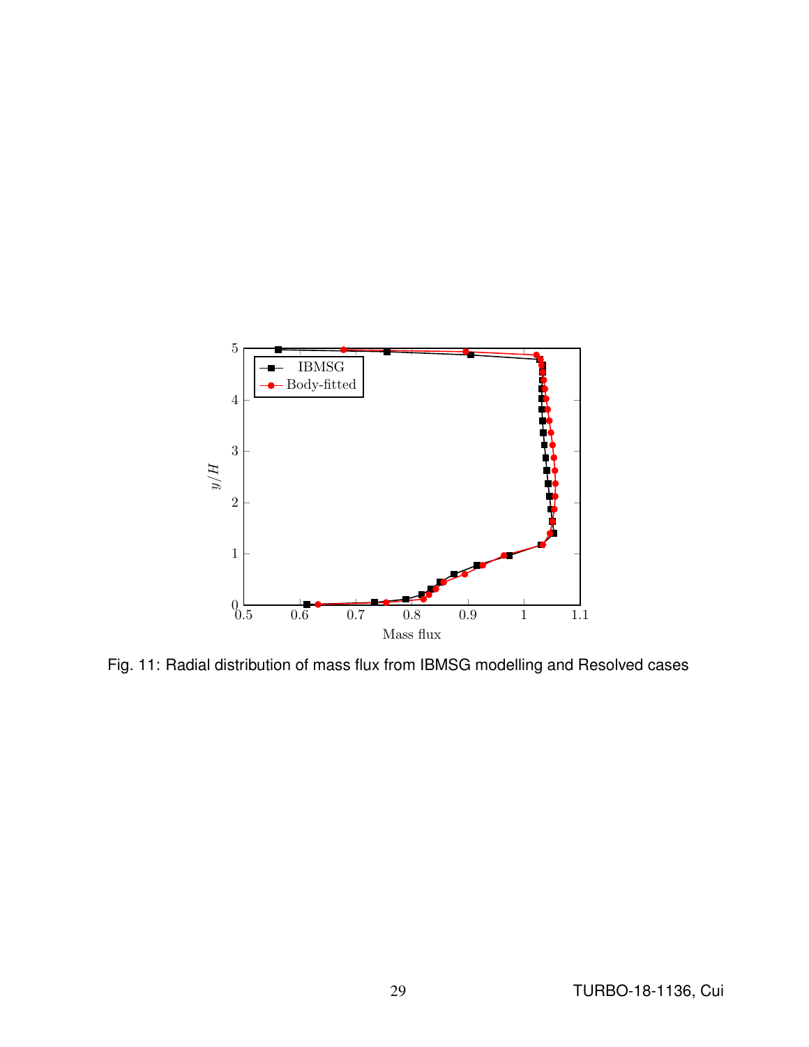Fig. 11: Radial distribution of mass flux from IBMSG modelling and Resolved cases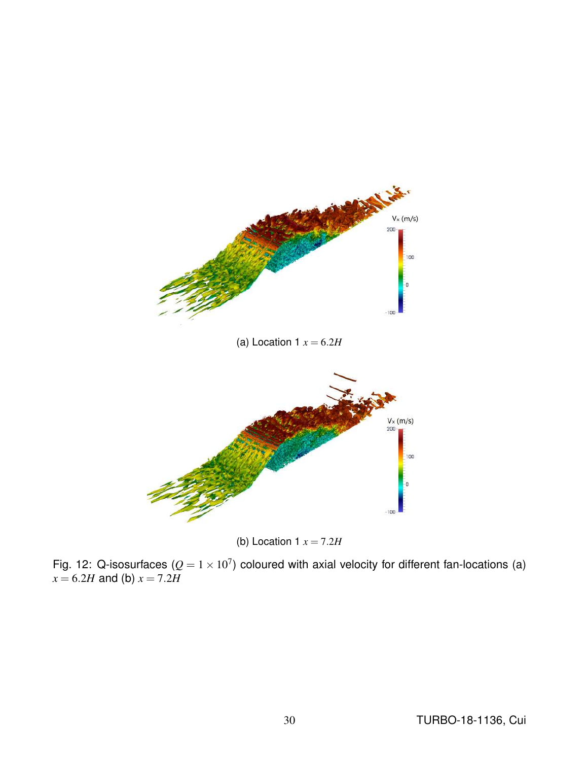(a) Location 1 $x = 6.2H$

(b) Location 1 $x = 7.2H$

Fig. 12: Q-isosurfaces ($Q = 1 \times 10^7$) coloured with axial velocity for different fan-locations (a) $x = 6.2H$ and (b) $x = 7.2H$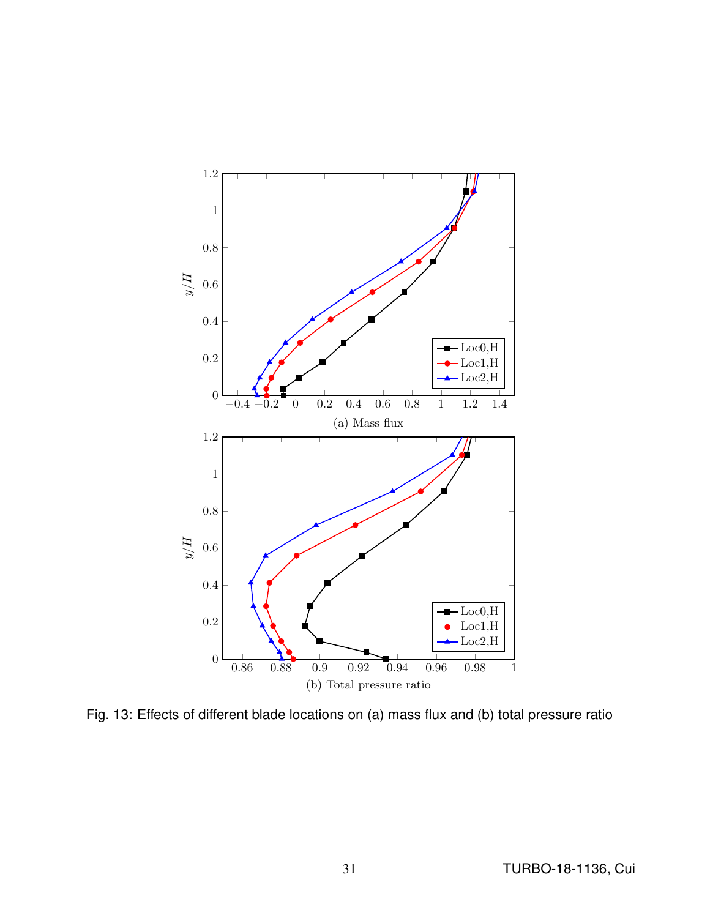(a) Mass flux

(b) Total pressure ratio

Fig. 13: Effects of different blade locations on (a) mass flux and (b) total pressure ratio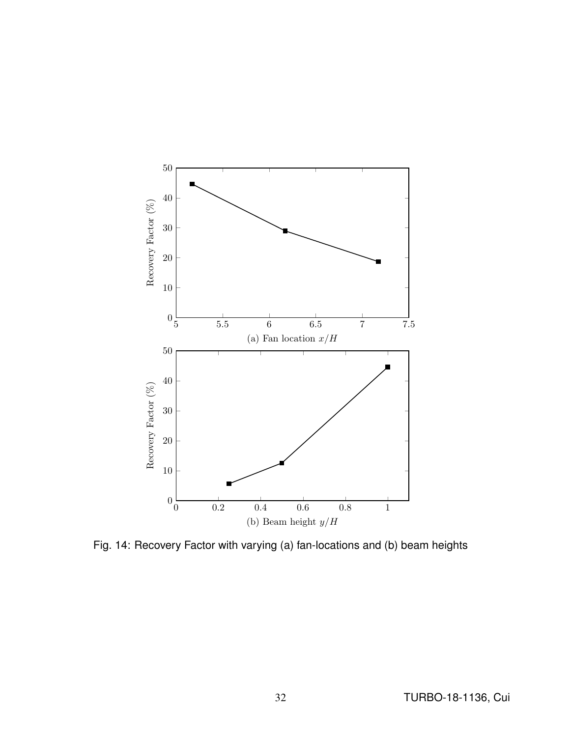Fig. 14: Recovery Factor with varying (a) fan-locations and (b) beam heights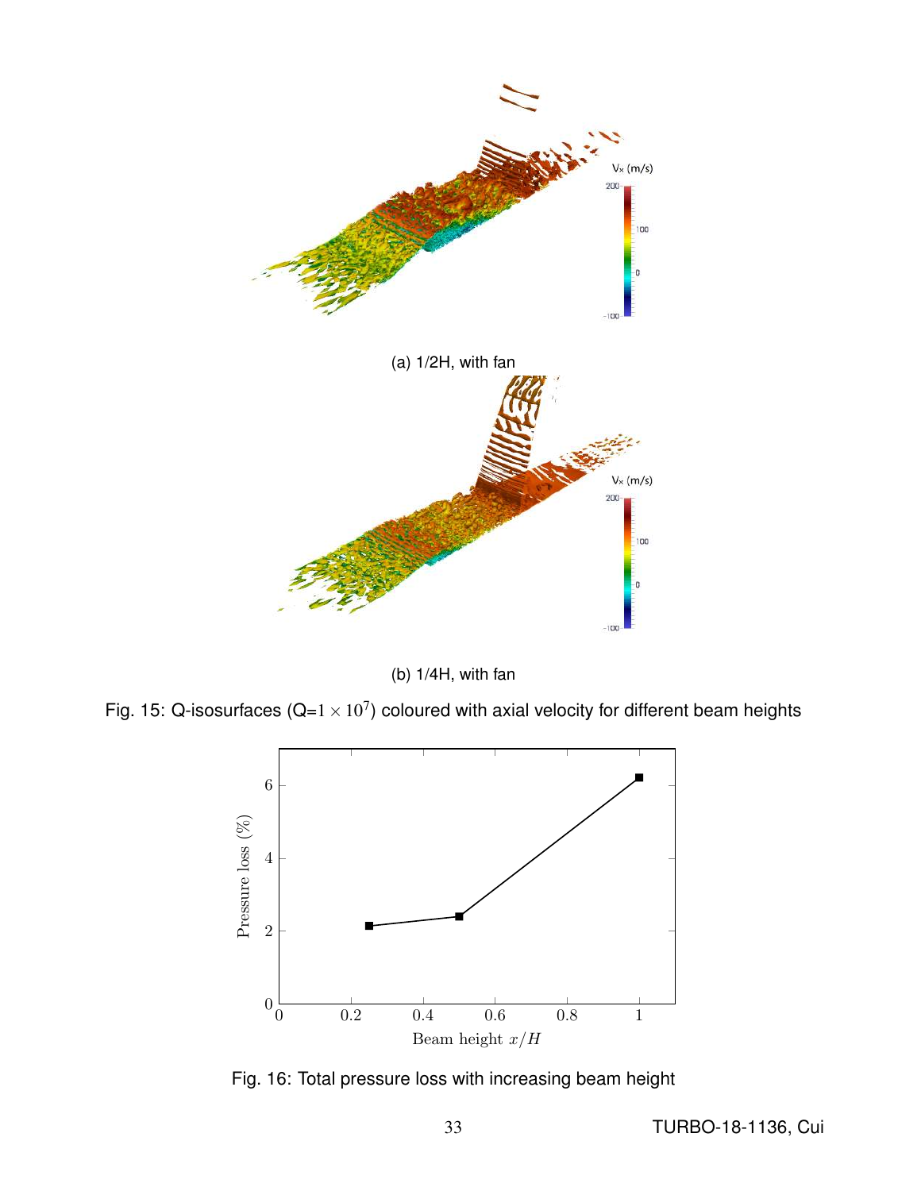(a) 1/2H, with fan

(b) 1/4H, with fan

Fig. 15: Q-isosurfaces (Q=$1 \times 10^7$) coloured with axial velocity for different beam heights

Fig. 16: Total pressure loss with increasing beam height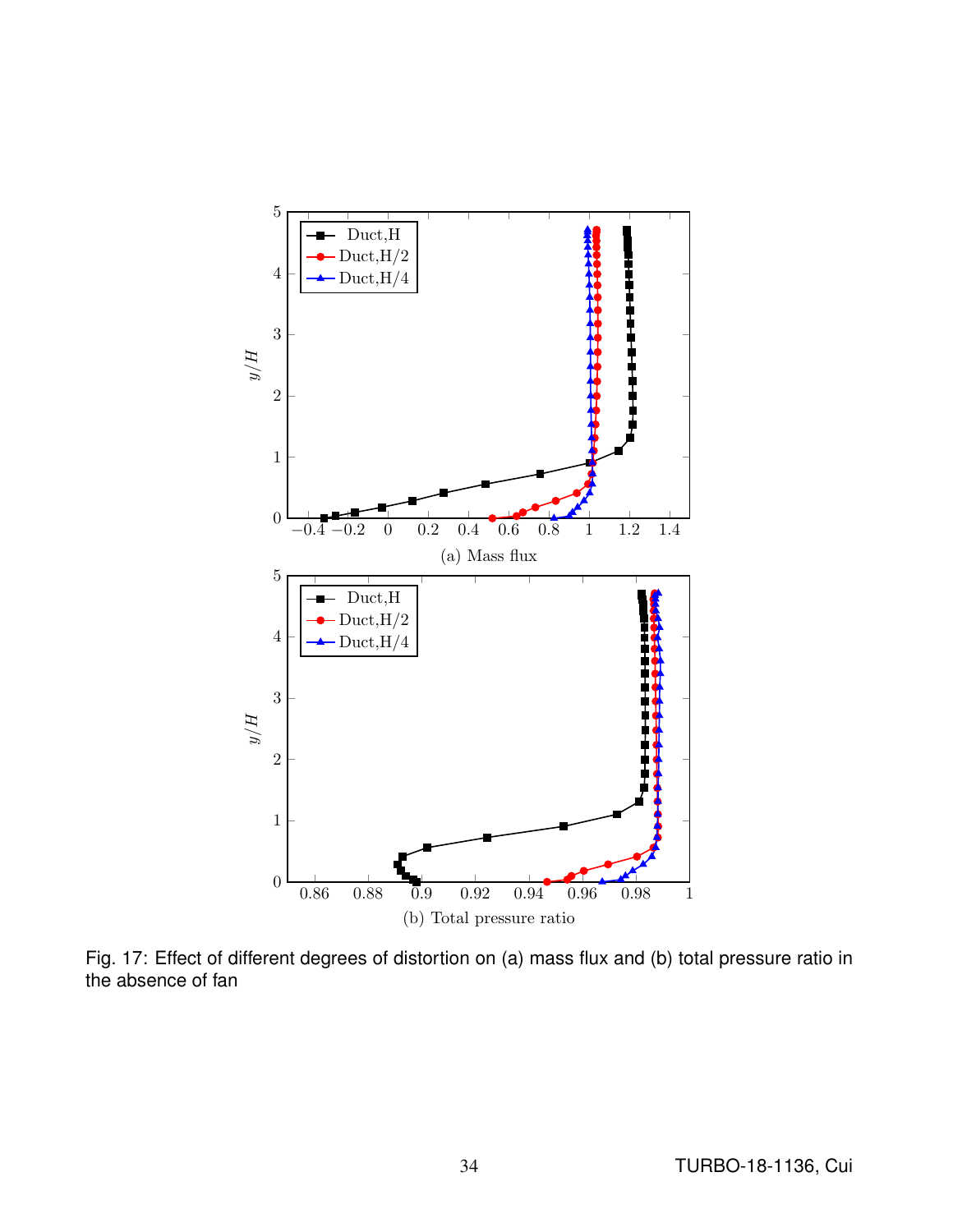(a) Mass flux

(b) Total pressure ratio

Fig. 17: Effect of different degrees of distortion on (a) mass flux and (b) total pressure ratio in the absence of fan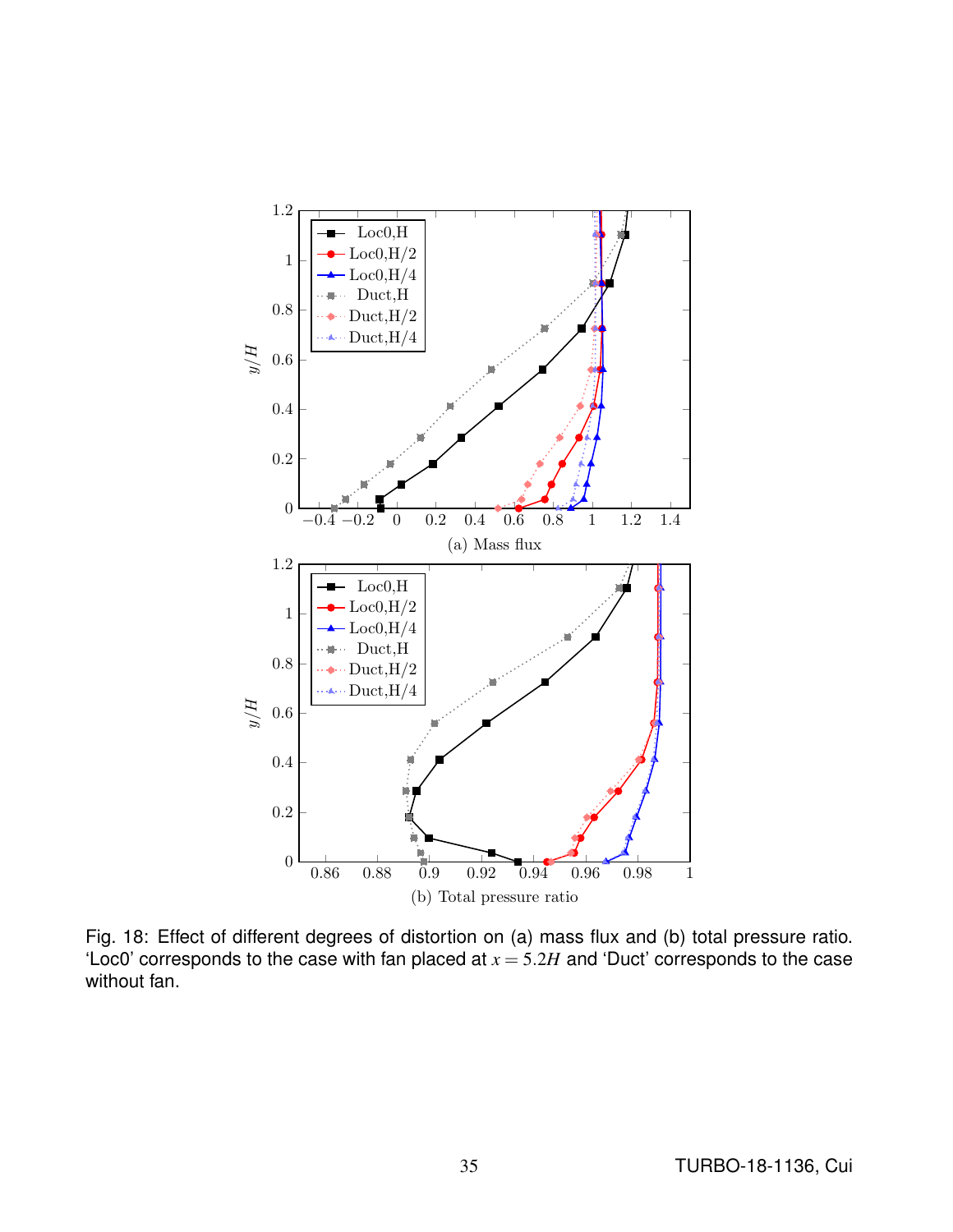1.2

1

0.8

0.6

0.4

0.2

0

y/H

−0.4 −0.2 0 0.2 0.4 0.6 0.8 1 1.2 1.4

Loc0,H

Loc0,H/2

Loc0,H/4

Duct,H

Duct,H/2

Duct,H/4

(a) Mass flux

1.2

1

0.8

0.6

0.4

0.2

0

y/H

0.86 0.88 0.9 0.92 0.94 0.96 0.98 1

Loc0,H

Loc0,H/2

Loc0,H/4

Duct,H

Duct,H/2

Duct,H/4

(b) Total pressure ratio

Fig. 18: Effect of different degrees of distortion on (a) mass flux and (b) total pressure ratio. ‘Loc0’ corresponds to the case with fan placed at $x = 5.2H$ and ‘Duct’ corresponds to the case without fan.